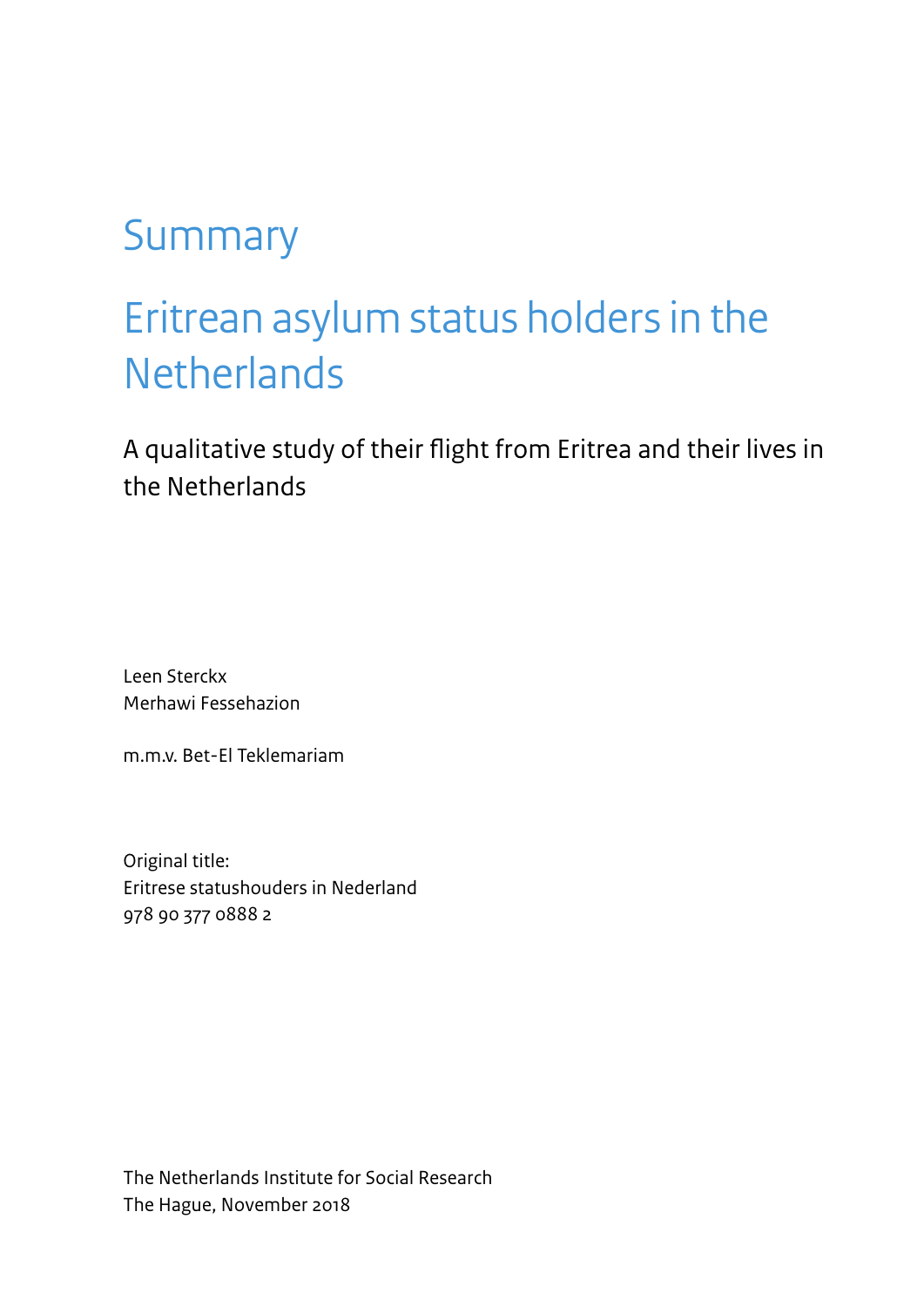# Summary

# Eritrean asylum status holders in the Netherlands

A qualitative study of their flight from Eritrea and their lives in the Netherlands

Leen Sterckx  
Merhawi Fessehazion

m.m.v. Bet-El Teklemariam

Original title:  
Eritrese statushouders in Nederland  
978 90 377 0888 2

The Netherlands Institute for Social Research  
The Hague, November 2018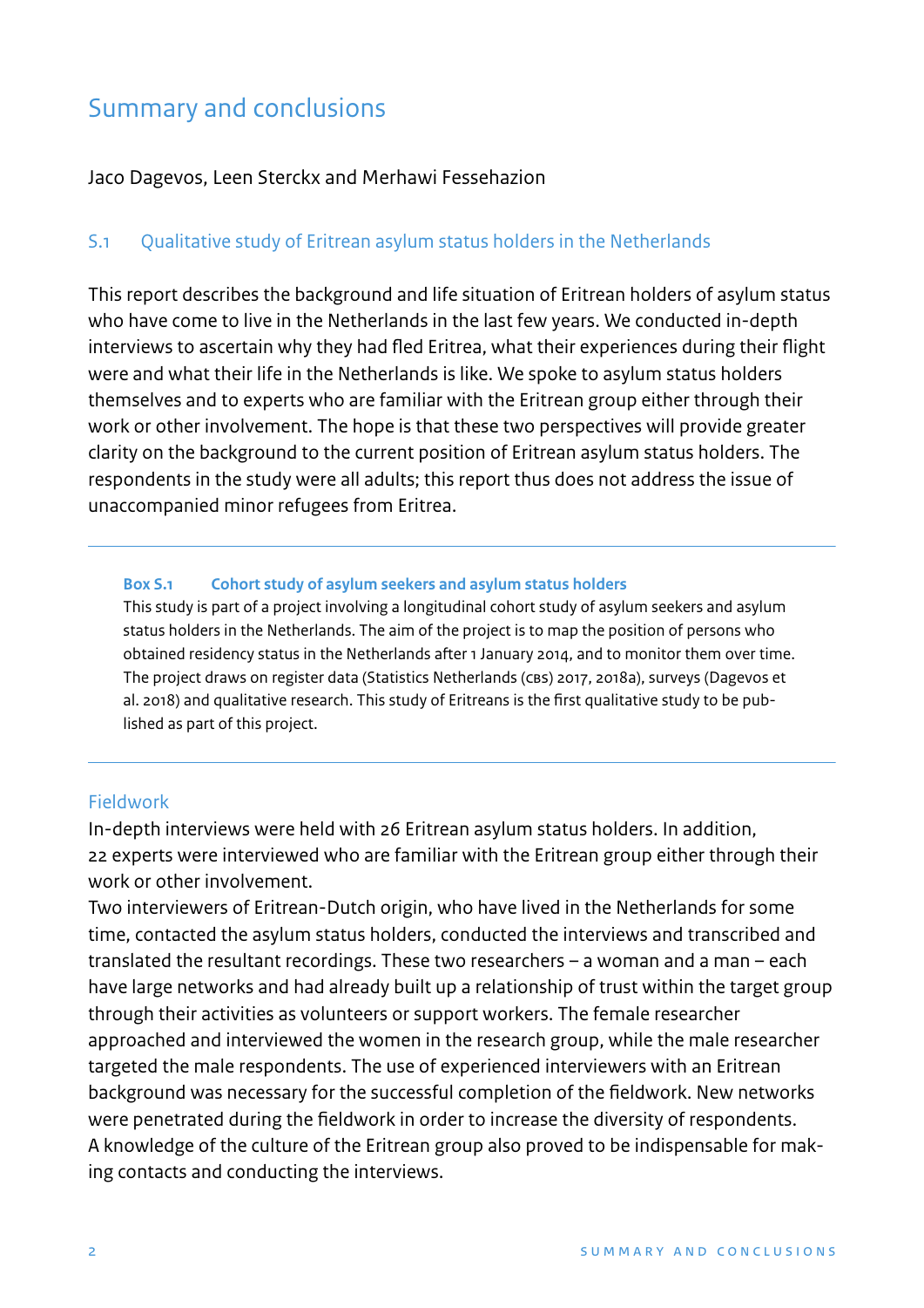# Summary and conclusions

Jaco Dagevos, Leen Sterckx and Merhawi Fessehazion

## S.1 Qualitative study of Eritrean asylum status holders in the Netherlands

This report describes the background and life situation of Eritrean holders of asylum status who have come to live in the Netherlands in the last few years. We conducted in-depth interviews to ascertain why they had fled Eritrea, what their experiences during their flight were and what their life in the Netherlands is like. We spoke to asylum status holders themselves and to experts who are familiar with the Eritrean group either through their work or other involvement. The hope is that these two perspectives will provide greater clarity on the background to the current position of Eritrean asylum status holders. The respondents in the study were all adults; this report thus does not address the issue of unaccompanied minor refugees from Eritrea.

---

**Box S.1 Cohort study of asylum seekers and asylum status holders**

This study is part of a project involving a longitudinal cohort study of asylum seekers and asylum status holders in the Netherlands. The aim of the project is to map the position of persons who obtained residency status in the Netherlands after 1 January 2014, and to monitor them over time. The project draws on register data (Statistics Netherlands (CBS) 2017, 2018a), surveys (Dagevos et al. 2018) and qualitative research. This study of Eritreans is the first qualitative study to be published as part of this project.

---

### Fieldwork

In-depth interviews were held with 26 Eritrean asylum status holders. In addition, 22 experts were interviewed who are familiar with the Eritrean group either through their work or other involvement.

Two interviewers of Eritrean-Dutch origin, who have lived in the Netherlands for some time, contacted the asylum status holders, conducted the interviews and transcribed and translated the resultant recordings. These two researchers – a woman and a man – each have large networks and had already built up a relationship of trust within the target group through their activities as volunteers or support workers. The female researcher approached and interviewed the women in the research group, while the male researcher targeted the male respondents. The use of experienced interviewers with an Eritrean background was necessary for the successful completion of the fieldwork. New networks were penetrated during the fieldwork in order to increase the diversity of respondents. A knowledge of the culture of the Eritrean group also proved to be indispensable for making contacts and conducting the interviews.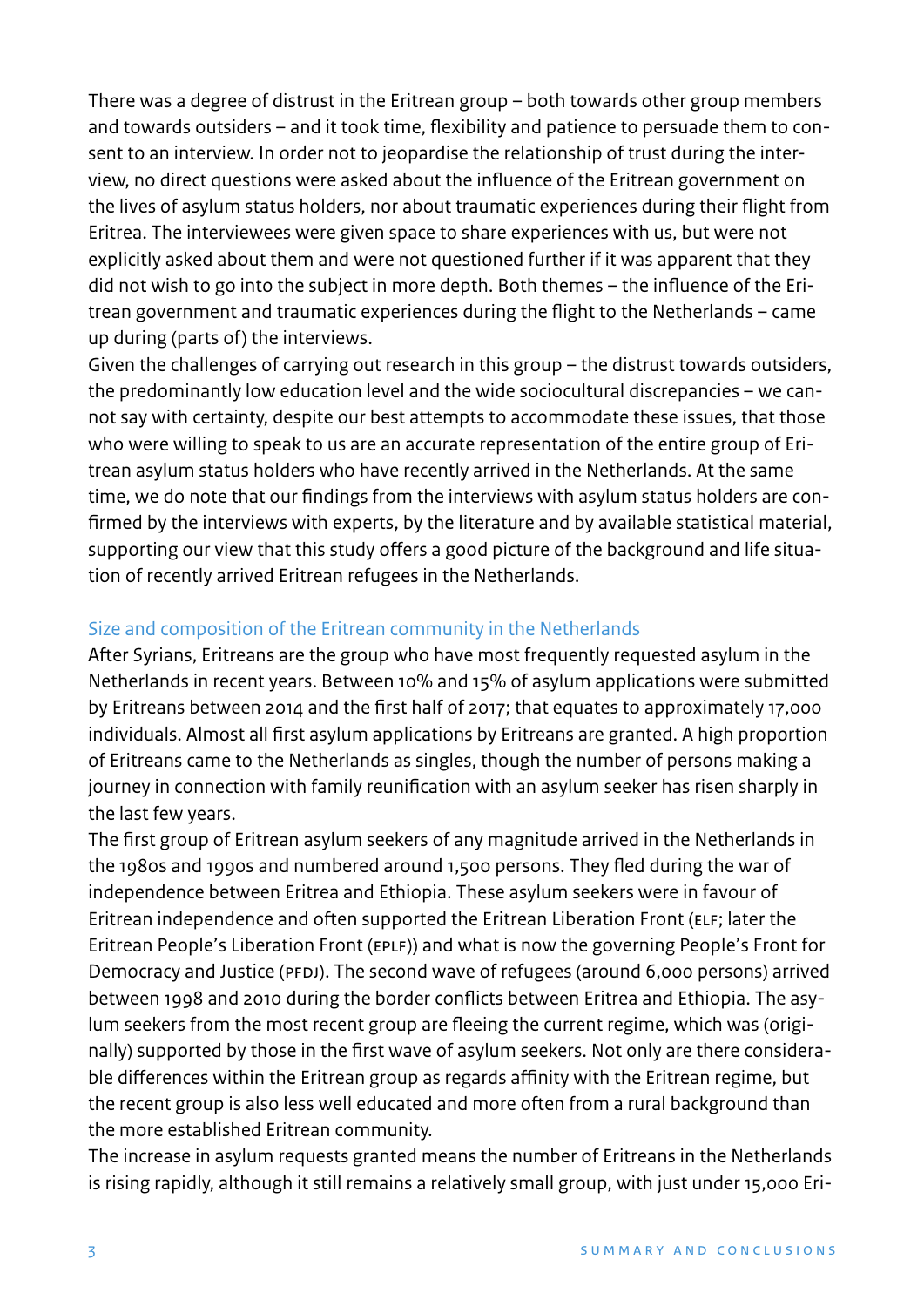There was a degree of distrust in the Eritrean group – both towards other group members and towards outsiders – and it took time, flexibility and patience to persuade them to consent to an interview. In order not to jeopardise the relationship of trust during the interview, no direct questions were asked about the influence of the Eritrean government on the lives of asylum status holders, nor about traumatic experiences during their flight from Eritrea. The interviewees were given space to share experiences with us, but were not explicitly asked about them and were not questioned further if it was apparent that they did not wish to go into the subject in more depth. Both themes – the influence of the Eritrean government and traumatic experiences during the flight to the Netherlands – came up during (parts of) the interviews.

Given the challenges of carrying out research in this group – the distrust towards outsiders, the predominantly low education level and the wide sociocultural discrepancies – we cannot say with certainty, despite our best attempts to accommodate these issues, that those who were willing to speak to us are an accurate representation of the entire group of Eritrean asylum status holders who have recently arrived in the Netherlands. At the same time, we do note that our findings from the interviews with asylum status holders are confirmed by the interviews with experts, by the literature and by available statistical material, supporting our view that this study offers a good picture of the background and life situation of recently arrived Eritrean refugees in the Netherlands.

### Size and composition of the Eritrean community in the Netherlands

After Syrians, Eritreans are the group who have most frequently requested asylum in the Netherlands in recent years. Between 10% and 15% of asylum applications were submitted by Eritreans between 2014 and the first half of 2017; that equates to approximately 17,000 individuals. Almost all first asylum applications by Eritreans are granted. A high proportion of Eritreans came to the Netherlands as singles, though the number of persons making a journey in connection with family reunification with an asylum seeker has risen sharply in the last few years.

The first group of Eritrean asylum seekers of any magnitude arrived in the Netherlands in the 1980s and 1990s and numbered around 1,500 persons. They fled during the war of independence between Eritrea and Ethiopia. These asylum seekers were in favour of Eritrean independence and often supported the Eritrean Liberation Front (ELF; later the Eritrean People's Liberation Front (EPLF)) and what is now the governing People's Front for Democracy and Justice (PFDJ). The second wave of refugees (around 6,000 persons) arrived between 1998 and 2010 during the border conflicts between Eritrea and Ethiopia. The asylum seekers from the most recent group are fleeing the current regime, which was (originally) supported by those in the first wave of asylum seekers. Not only are there considerable differences within the Eritrean group as regards affinity with the Eritrean regime, but the recent group is also less well educated and more often from a rural background than the more established Eritrean community.

The increase in asylum requests granted means the number of Eritreans in the Netherlands is rising rapidly, although it still remains a relatively small group, with just under 15,000 Eri-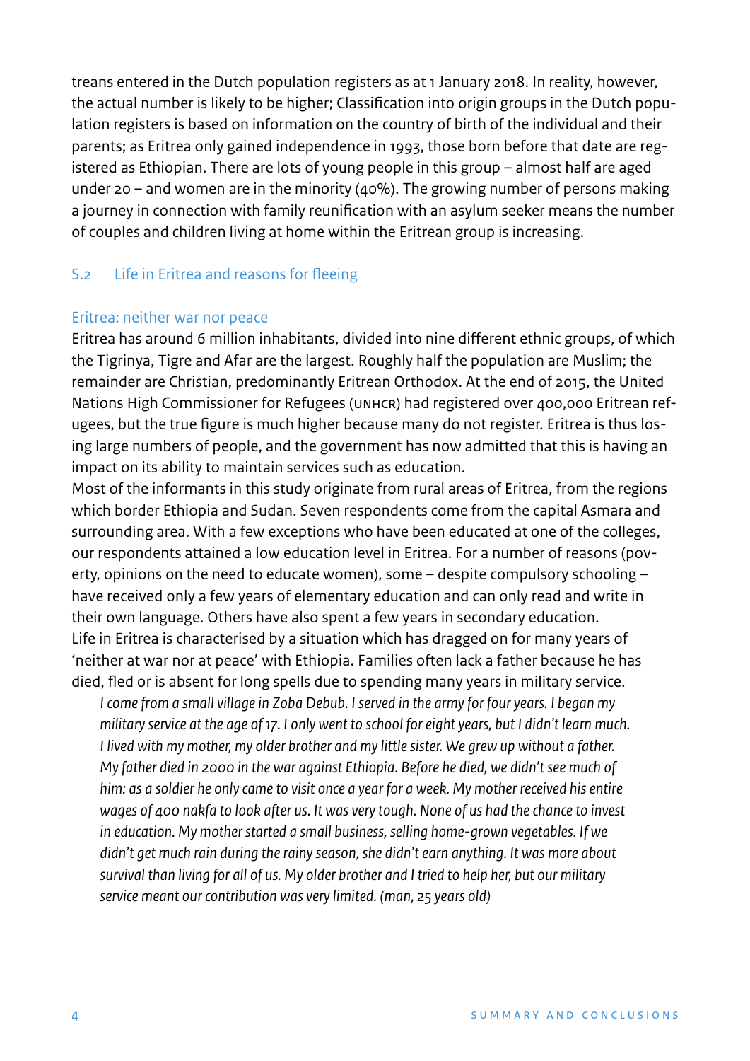treans entered in the Dutch population registers as at 1 January 2018. In reality, however, the actual number is likely to be higher; Classification into origin groups in the Dutch population registers is based on information on the country of birth of the individual and their parents; as Eritrea only gained independence in 1993, those born before that date are registered as Ethiopian. There are lots of young people in this group – almost half are aged under 20 – and women are in the minority (40%). The growing number of persons making a journey in connection with family reunification with an asylum seeker means the number of couples and children living at home within the Eritrean group is increasing.

## S.2 Life in Eritrea and reasons for fleeing

### Eritrea: neither war nor peace

Eritrea has around 6 million inhabitants, divided into nine different ethnic groups, of which the Tigrinya, Tigre and Afar are the largest. Roughly half the population are Muslim; the remainder are Christian, predominantly Eritrean Orthodox. At the end of 2015, the United Nations High Commissioner for Refugees (UNHCR) had registered over 400,000 Eritrean refugees, but the true figure is much higher because many do not register. Eritrea is thus losing large numbers of people, and the government has now admitted that this is having an impact on its ability to maintain services such as education.

Most of the informants in this study originate from rural areas of Eritrea, from the regions which border Ethiopia and Sudan. Seven respondents come from the capital Asmara and surrounding area. With a few exceptions who have been educated at one of the colleges, our respondents attained a low education level in Eritrea. For a number of reasons (poverty, opinions on the need to educate women), some – despite compulsory schooling – have received only a few years of elementary education and can only read and write in their own language. Others have also spent a few years in secondary education.

Life in Eritrea is characterised by a situation which has dragged on for many years of 'neither at war nor at peace' with Ethiopia. Families often lack a father because he has died, fled or is absent for long spells due to spending many years in military service.

> *I come from a small village in Zoba Debub. I served in the army for four years. I began my military service at the age of 17. I only went to school for eight years, but I didn't learn much. I lived with my mother, my older brother and my little sister. We grew up without a father. My father died in 2000 in the war against Ethiopia. Before he died, we didn't see much of him: as a soldier he only came to visit once a year for a week. My mother received his entire wages of 400 nakfa to look after us. It was very tough. None of us had the chance to invest in education. My mother started a small business, selling home-grown vegetables. If we didn't get much rain during the rainy season, she didn't earn anything. It was more about survival than living for all of us. My older brother and I tried to help her, but our military service meant our contribution was very limited. (man, 25 years old)*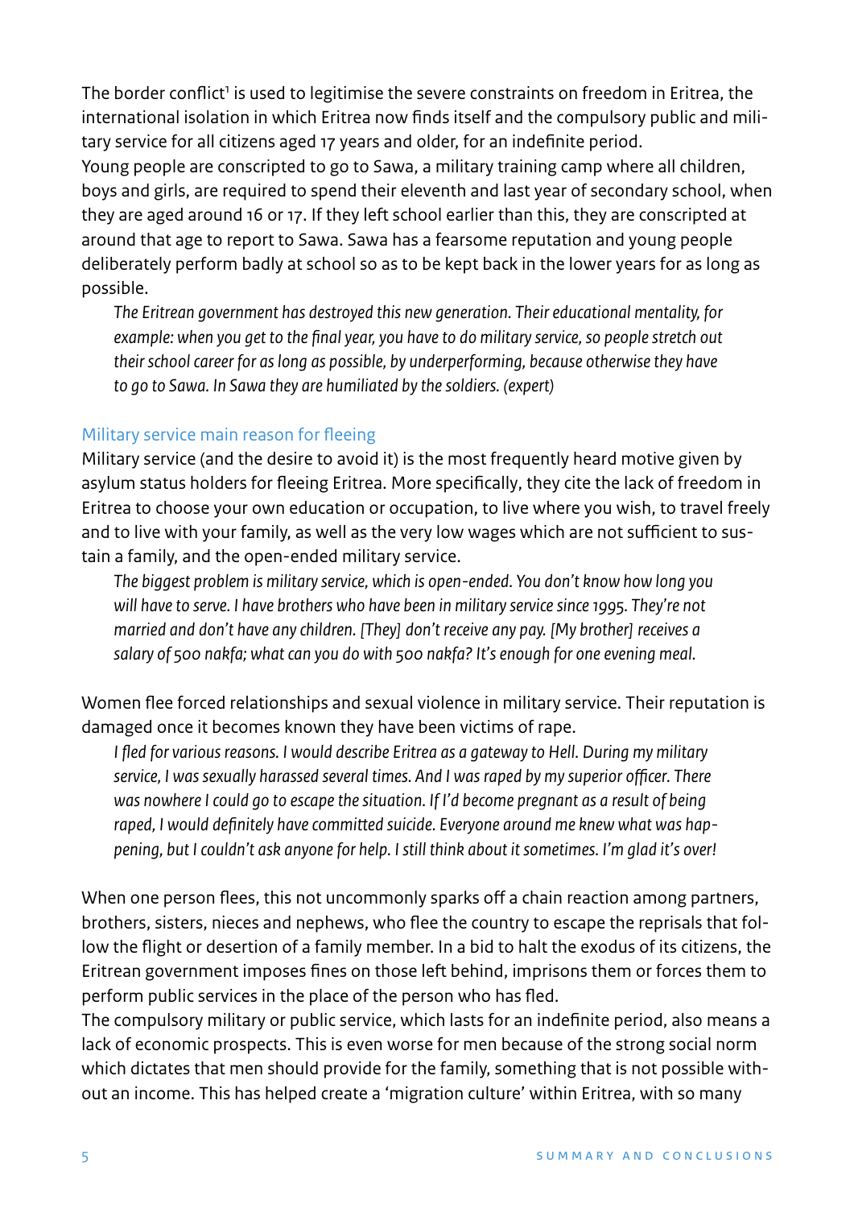The border conflict[1] is used to legitimise the severe constraints on freedom in Eritrea, the international isolation in which Eritrea now finds itself and the compulsory public and military service for all citizens aged 17 years and older, for an indefinite period.
Young people are conscripted to go to Sawa, a military training camp where all children, boys and girls, are required to spend their eleventh and last year of secondary school, when they are aged around 16 or 17. If they left school earlier than this, they are conscripted at around that age to report to Sawa. Sawa has a fearsome reputation and young people deliberately perform badly at school so as to be kept back in the lower years for as long as possible.

> *The Eritrean government has destroyed this new generation. Their educational mentality, for example: when you get to the final year, you have to do military service, so people stretch out their school career for as long as possible, by underperforming, because otherwise they have to go to Sawa. In Sawa they are humiliated by the soldiers. (expert)*

### Military service main reason for fleeing

Military service (and the desire to avoid it) is the most frequently heard motive given by asylum status holders for fleeing Eritrea. More specifically, they cite the lack of freedom in Eritrea to choose your own education or occupation, to live where you wish, to travel freely and to live with your family, as well as the very low wages which are not sufficient to sustain a family, and the open-ended military service.

> *The biggest problem is military service, which is open-ended. You don't know how long you will have to serve. I have brothers who have been in military service since 1995. They're not married and don't have any children. [They] don't receive any pay. [My brother] receives a salary of 500 nakfa; what can you do with 500 nakfa? It's enough for one evening meal.*

Women flee forced relationships and sexual violence in military service. Their reputation is damaged once it becomes known they have been victims of rape.

> *I fled for various reasons. I would describe Eritrea as a gateway to Hell. During my military service, I was sexually harassed several times. And I was raped by my superior officer. There was nowhere I could go to escape the situation. If I'd become pregnant as a result of being raped, I would definitely have committed suicide. Everyone around me knew what was happening, but I couldn't ask anyone for help. I still think about it sometimes. I'm glad it's over!*

When one person flees, this not uncommonly sparks off a chain reaction among partners, brothers, sisters, nieces and nephews, who flee the country to escape the reprisals that follow the flight or desertion of a family member. In a bid to halt the exodus of its citizens, the Eritrean government imposes fines on those left behind, imprisons them or forces them to perform public services in the place of the person who has fled.
The compulsory military or public service, which lasts for an indefinite period, also means a lack of economic prospects. This is even worse for men because of the strong social norm which dictates that men should provide for the family, something that is not possible without an income. This has helped create a 'migration culture' within Eritrea, with so many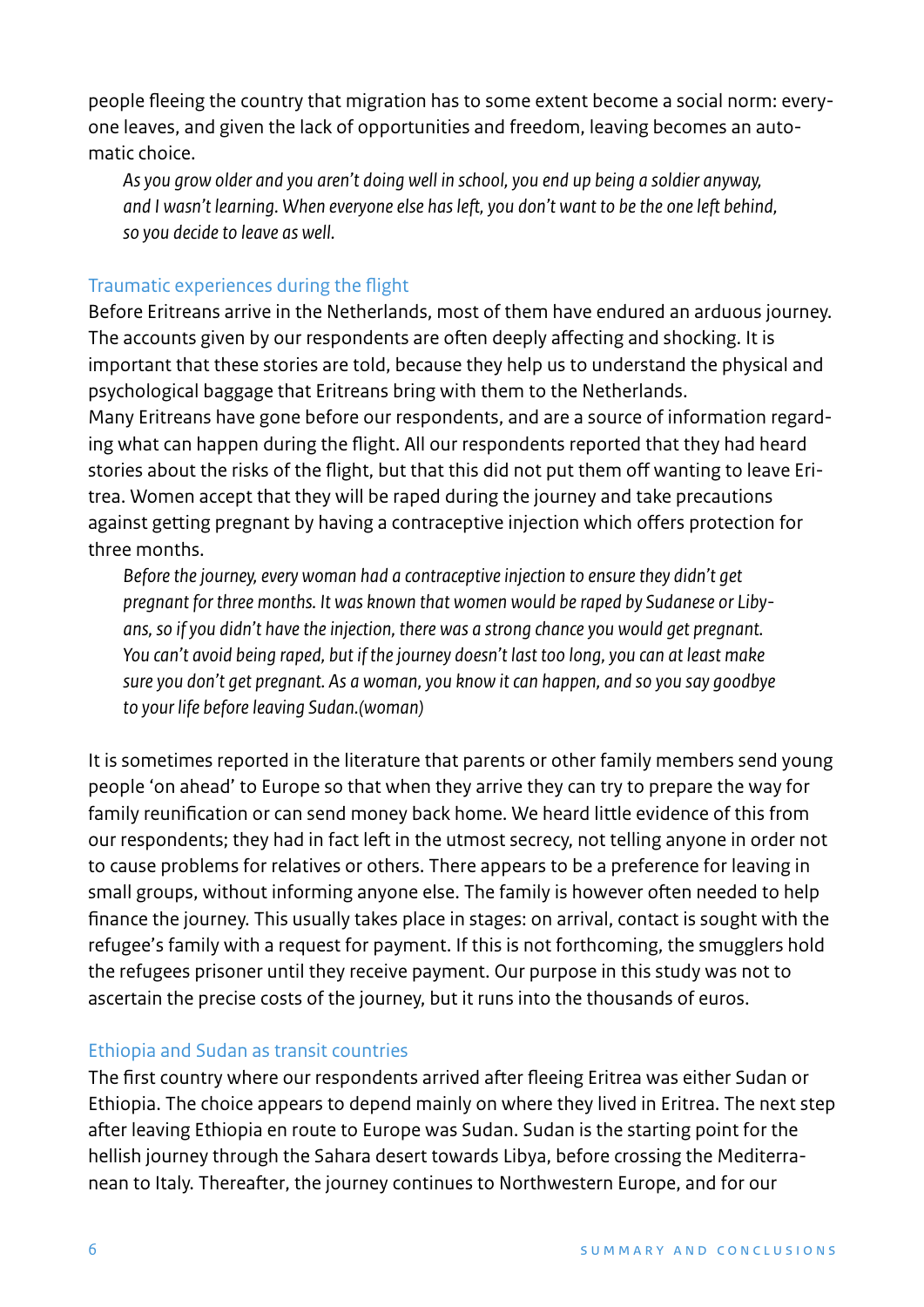people fleeing the country that migration has to some extent become a social norm: everyone leaves, and given the lack of opportunities and freedom, leaving becomes an automatic choice.

> *As you grow older and you aren't doing well in school, you end up being a soldier anyway, and I wasn't learning. When everyone else has left, you don't want to be the one left behind, so you decide to leave as well.*

### Traumatic experiences during the flight

Before Eritreans arrive in the Netherlands, most of them have endured an arduous journey. The accounts given by our respondents are often deeply affecting and shocking. It is important that these stories are told, because they help us to understand the physical and psychological baggage that Eritreans bring with them to the Netherlands.
Many Eritreans have gone before our respondents, and are a source of information regarding what can happen during the flight. All our respondents reported that they had heard stories about the risks of the flight, but that this did not put them off wanting to leave Eritrea. Women accept that they will be raped during the journey and take precautions against getting pregnant by having a contraceptive injection which offers protection for three months.

> *Before the journey, every woman had a contraceptive injection to ensure they didn't get pregnant for three months. It was known that women would be raped by Sudanese or Libyans, so if you didn't have the injection, there was a strong chance you would get pregnant. You can't avoid being raped, but if the journey doesn't last too long, you can at least make sure you don't get pregnant. As a woman, you know it can happen, and so you say goodbye to your life before leaving Sudan.(woman)*

It is sometimes reported in the literature that parents or other family members send young people 'on ahead' to Europe so that when they arrive they can try to prepare the way for family reunification or can send money back home. We heard little evidence of this from our respondents; they had in fact left in the utmost secrecy, not telling anyone in order not to cause problems for relatives or others. There appears to be a preference for leaving in small groups, without informing anyone else. The family is however often needed to help finance the journey. This usually takes place in stages: on arrival, contact is sought with the refugee's family with a request for payment. If this is not forthcoming, the smugglers hold the refugees prisoner until they receive payment. Our purpose in this study was not to ascertain the precise costs of the journey, but it runs into the thousands of euros.

### Ethiopia and Sudan as transit countries

The first country where our respondents arrived after fleeing Eritrea was either Sudan or Ethiopia. The choice appears to depend mainly on where they lived in Eritrea. The next step after leaving Ethiopia en route to Europe was Sudan. Sudan is the starting point for the hellish journey through the Sahara desert towards Libya, before crossing the Mediterranean to Italy. Thereafter, the journey continues to Northwestern Europe, and for our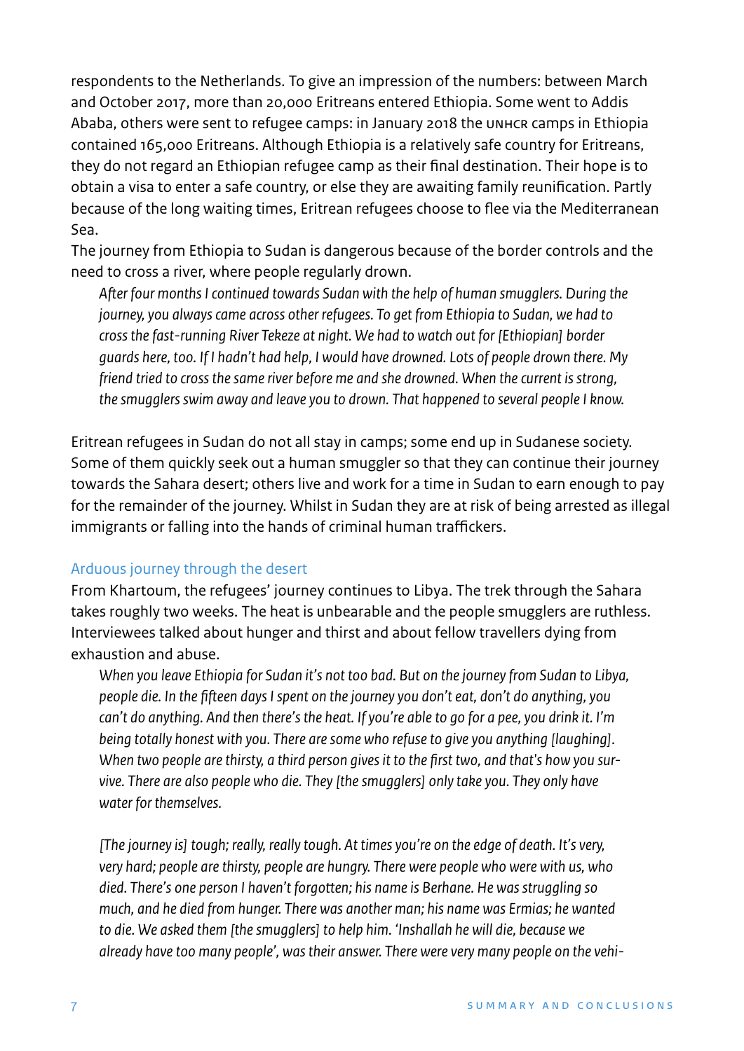respondents to the Netherlands. To give an impression of the numbers: between March and October 2017, more than 20,000 Eritreans entered Ethiopia. Some went to Addis Ababa, others were sent to refugee camps: in January 2018 the UNHCR camps in Ethiopia contained 165,000 Eritreans. Although Ethiopia is a relatively safe country for Eritreans, they do not regard an Ethiopian refugee camp as their final destination. Their hope is to obtain a visa to enter a safe country, or else they are awaiting family reunification. Partly because of the long waiting times, Eritrean refugees choose to flee via the Mediterranean Sea.

The journey from Ethiopia to Sudan is dangerous because of the border controls and the need to cross a river, where people regularly drown.

> *After four months I continued towards Sudan with the help of human smugglers. During the journey, you always came across other refugees. To get from Ethiopia to Sudan, we had to cross the fast-running River Tekeze at night. We had to watch out for [Ethiopian] border guards here, too. If I hadn't had help, I would have drowned. Lots of people drown there. My friend tried to cross the same river before me and she drowned. When the current is strong, the smugglers swim away and leave you to drown. That happened to several people I know.*

Eritrean refugees in Sudan do not all stay in camps; some end up in Sudanese society. Some of them quickly seek out a human smuggler so that they can continue their journey towards the Sahara desert; others live and work for a time in Sudan to earn enough to pay for the remainder of the journey. Whilst in Sudan they are at risk of being arrested as illegal immigrants or falling into the hands of criminal human traffickers.

### Arduous journey through the desert

From Khartoum, the refugees' journey continues to Libya. The trek through the Sahara takes roughly two weeks. The heat is unbearable and the people smugglers are ruthless. Interviewees talked about hunger and thirst and about fellow travellers dying from exhaustion and abuse.

> *When you leave Ethiopia for Sudan it's not too bad. But on the journey from Sudan to Libya, people die. In the fifteen days I spent on the journey you don't eat, don't do anything, you can't do anything. And then there's the heat. If you're able to go for a pee, you drink it. I'm being totally honest with you. There are some who refuse to give you anything [laughing]. When two people are thirsty, a third person gives it to the first two, and that's how you survive. There are also people who die. They [the smugglers] only take you. They only have water for themselves.*

> *[The journey is] tough; really, really tough. At times you're on the edge of death. It's very, very hard; people are thirsty, people are hungry. There were people who were with us, who died. There's one person I haven't forgotten; his name is Berhane. He was struggling so much, and he died from hunger. There was another man; his name was Ermias; he wanted to die. We asked them [the smugglers] to help him. 'Inshallah he will die, because we already have too many people', was their answer. There were very many people on the vehi-*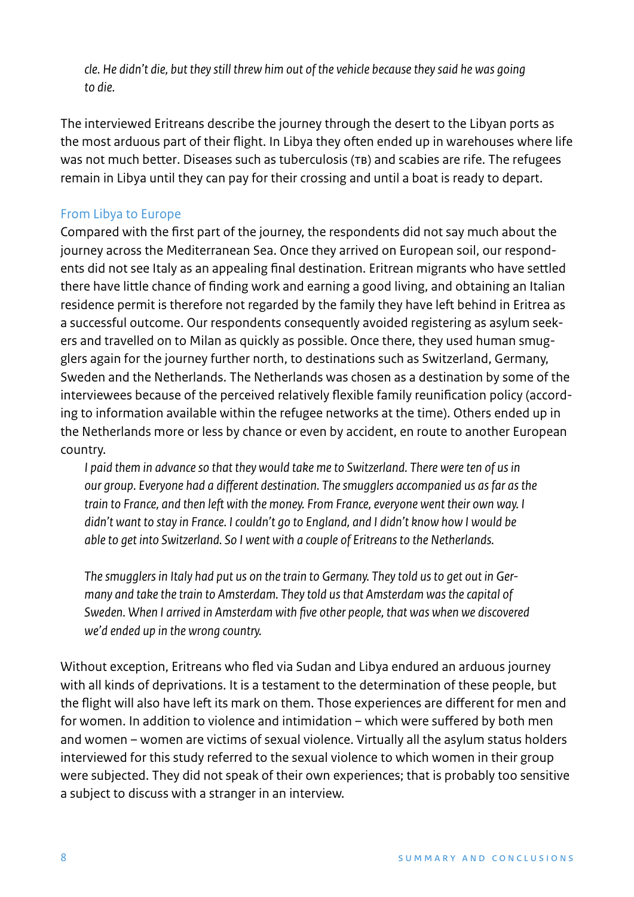*cle. He didn't die, but they still threw him out of the vehicle because they said he was going to die.*

The interviewed Eritreans describe the journey through the desert to the Libyan ports as the most arduous part of their flight. In Libya they often ended up in warehouses where life was not much better. Diseases such as tuberculosis (TB) and scabies are rife. The refugees remain in Libya until they can pay for their crossing and until a boat is ready to depart.

### From Libya to Europe

Compared with the first part of the journey, the respondents did not say much about the journey across the Mediterranean Sea. Once they arrived on European soil, our respondents did not see Italy as an appealing final destination. Eritrean migrants who have settled there have little chance of finding work and earning a good living, and obtaining an Italian residence permit is therefore not regarded by the family they have left behind in Eritrea as a successful outcome. Our respondents consequently avoided registering as asylum seekers and travelled on to Milan as quickly as possible. Once there, they used human smugglers again for the journey further north, to destinations such as Switzerland, Germany, Sweden and the Netherlands. The Netherlands was chosen as a destination by some of the interviewees because of the perceived relatively flexible family reunification policy (according to information available within the refugee networks at the time). Others ended up in the Netherlands more or less by chance or even by accident, en route to another European country.

*I paid them in advance so that they would take me to Switzerland. There were ten of us in our group. Everyone had a different destination. The smugglers accompanied us as far as the train to France, and then left with the money. From France, everyone went their own way. I didn't want to stay in France. I couldn't go to England, and I didn't know how I would be able to get into Switzerland. So I went with a couple of Eritreans to the Netherlands.*

*The smugglers in Italy had put us on the train to Germany. They told us to get out in Germany and take the train to Amsterdam. They told us that Amsterdam was the capital of Sweden. When I arrived in Amsterdam with five other people, that was when we discovered we'd ended up in the wrong country.*

Without exception, Eritreans who fled via Sudan and Libya endured an arduous journey with all kinds of deprivations. It is a testament to the determination of these people, but the flight will also have left its mark on them. Those experiences are different for men and for women. In addition to violence and intimidation – which were suffered by both men and women – women are victims of sexual violence. Virtually all the asylum status holders interviewed for this study referred to the sexual violence to which women in their group were subjected. They did not speak of their own experiences; that is probably too sensitive a subject to discuss with a stranger in an interview.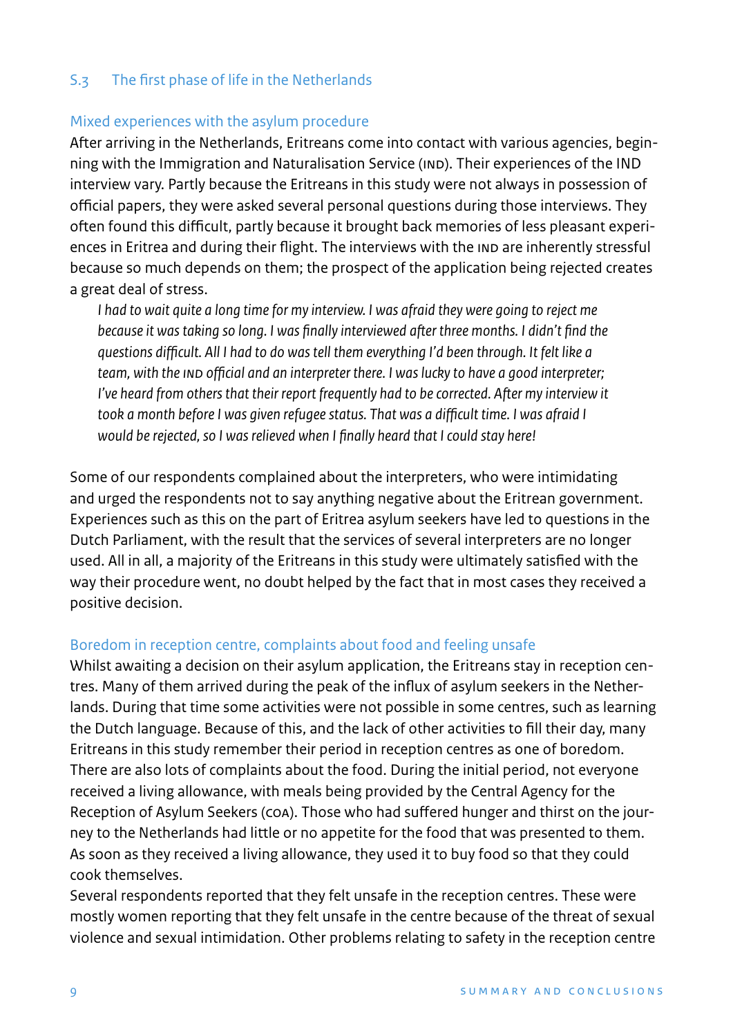## S.3 The first phase of life in the Netherlands

### Mixed experiences with the asylum procedure

After arriving in the Netherlands, Eritreans come into contact with various agencies, beginning with the Immigration and Naturalisation Service (IND). Their experiences of the IND interview vary. Partly because the Eritreans in this study were not always in possession of official papers, they were asked several personal questions during those interviews. They often found this difficult, partly because it brought back memories of less pleasant experiences in Eritrea and during their flight. The interviews with the IND are inherently stressful because so much depends on them; the prospect of the application being rejected creates a great deal of stress.

> *I had to wait quite a long time for my interview. I was afraid they were going to reject me because it was taking so long. I was finally interviewed after three months. I didn't find the questions difficult. All I had to do was tell them everything I'd been through. It felt like a team, with the IND official and an interpreter there. I was lucky to have a good interpreter; I've heard from others that their report frequently had to be corrected. After my interview it took a month before I was given refugee status. That was a difficult time. I was afraid I would be rejected, so I was relieved when I finally heard that I could stay here!*

Some of our respondents complained about the interpreters, who were intimidating and urged the respondents not to say anything negative about the Eritrean government. Experiences such as this on the part of Eritrea asylum seekers have led to questions in the Dutch Parliament, with the result that the services of several interpreters are no longer used. All in all, a majority of the Eritreans in this study were ultimately satisfied with the way their procedure went, no doubt helped by the fact that in most cases they received a positive decision.

### Boredom in reception centre, complaints about food and feeling unsafe

Whilst awaiting a decision on their asylum application, the Eritreans stay in reception centres. Many of them arrived during the peak of the influx of asylum seekers in the Netherlands. During that time some activities were not possible in some centres, such as learning the Dutch language. Because of this, and the lack of other activities to fill their day, many Eritreans in this study remember their period in reception centres as one of boredom. There are also lots of complaints about the food. During the initial period, not everyone received a living allowance, with meals being provided by the Central Agency for the Reception of Asylum Seekers (COA). Those who had suffered hunger and thirst on the journey to the Netherlands had little or no appetite for the food that was presented to them. As soon as they received a living allowance, they used it to buy food so that they could cook themselves.

Several respondents reported that they felt unsafe in the reception centres. These were mostly women reporting that they felt unsafe in the centre because of the threat of sexual violence and sexual intimidation. Other problems relating to safety in the reception centre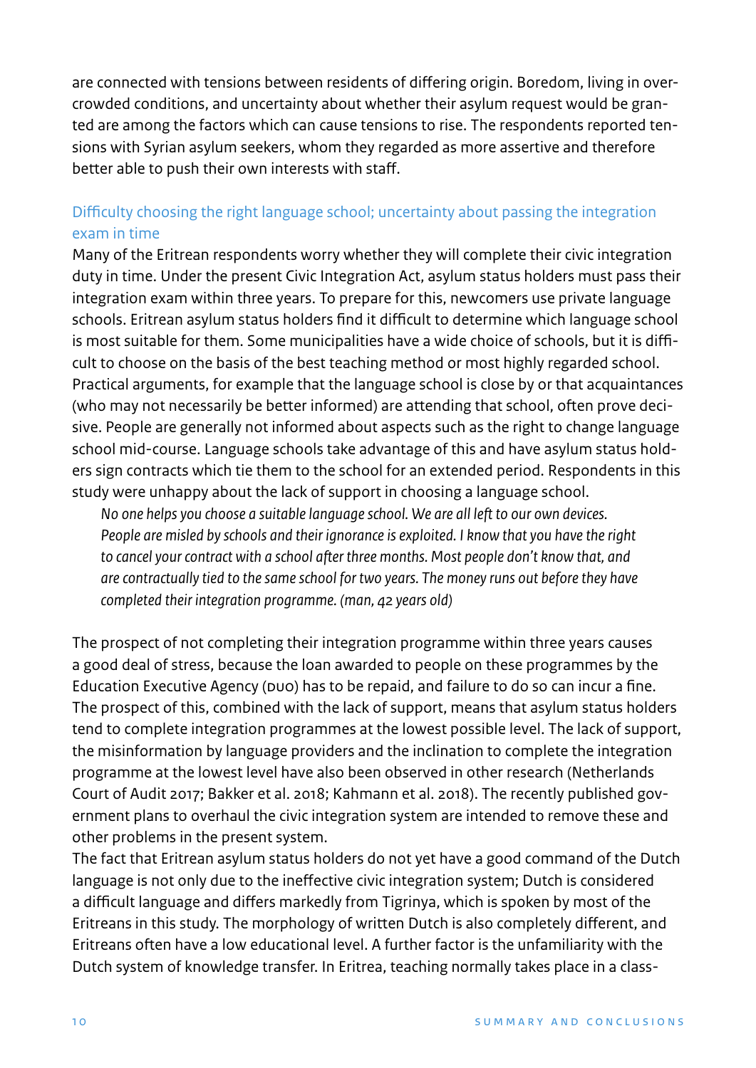are connected with tensions between residents of differing origin. Boredom, living in overcrowded conditions, and uncertainty about whether their asylum request would be granted are among the factors which can cause tensions to rise. The respondents reported tensions with Syrian asylum seekers, whom they regarded as more assertive and therefore better able to push their own interests with staff.

### Difficulty choosing the right language school; uncertainty about passing the integration exam in time

Many of the Eritrean respondents worry whether they will complete their civic integration duty in time. Under the present Civic Integration Act, asylum status holders must pass their integration exam within three years. To prepare for this, newcomers use private language schools. Eritrean asylum status holders find it difficult to determine which language school is most suitable for them. Some municipalities have a wide choice of schools, but it is difficult to choose on the basis of the best teaching method or most highly regarded school. Practical arguments, for example that the language school is close by or that acquaintances (who may not necessarily be better informed) are attending that school, often prove decisive. People are generally not informed about aspects such as the right to change language school mid-course. Language schools take advantage of this and have asylum status holders sign contracts which tie them to the school for an extended period. Respondents in this study were unhappy about the lack of support in choosing a language school.

> *No one helps you choose a suitable language school. We are all left to our own devices. People are misled by schools and their ignorance is exploited. I know that you have the right to cancel your contract with a school after three months. Most people don't know that, and are contractually tied to the same school for two years. The money runs out before they have completed their integration programme. (man, 42 years old)*

The prospect of not completing their integration programme within three years causes a good deal of stress, because the loan awarded to people on these programmes by the Education Executive Agency (DUO) has to be repaid, and failure to do so can incur a fine. The prospect of this, combined with the lack of support, means that asylum status holders tend to complete integration programmes at the lowest possible level. The lack of support, the misinformation by language providers and the inclination to complete the integration programme at the lowest level have also been observed in other research (Netherlands Court of Audit 2017; Bakker et al. 2018; Kahmann et al. 2018). The recently published government plans to overhaul the civic integration system are intended to remove these and other problems in the present system.

The fact that Eritrean asylum status holders do not yet have a good command of the Dutch language is not only due to the ineffective civic integration system; Dutch is considered a difficult language and differs markedly from Tigrinya, which is spoken by most of the Eritreans in this study. The morphology of written Dutch is also completely different, and Eritreans often have a low educational level. A further factor is the unfamiliarity with the Dutch system of knowledge transfer. In Eritrea, teaching normally takes place in a class-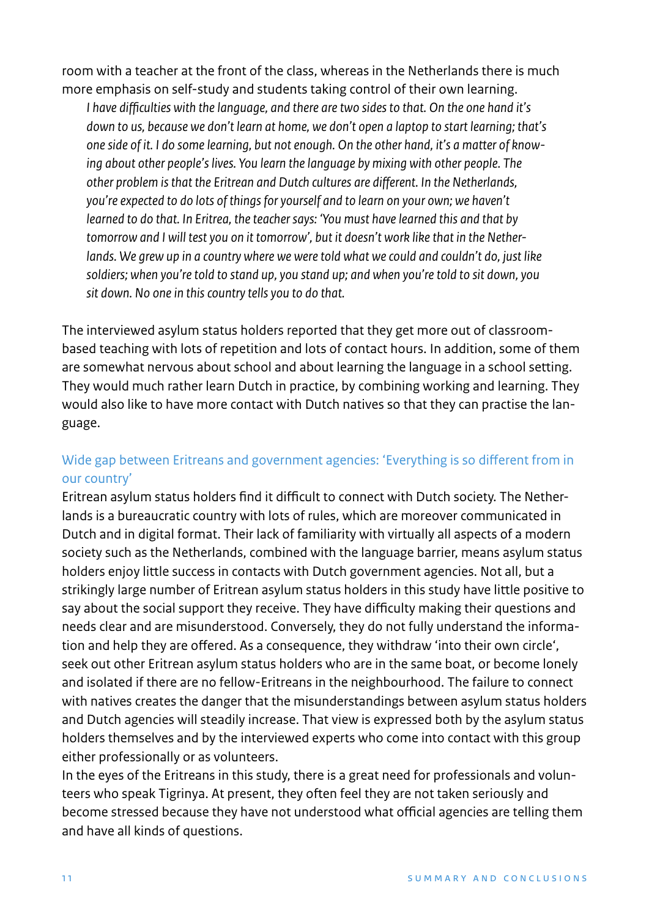room with a teacher at the front of the class, whereas in the Netherlands there is much more emphasis on self-study and students taking control of their own learning.

> *I have difficulties with the language, and there are two sides to that. On the one hand it's down to us, because we don't learn at home, we don't open a laptop to start learning; that's one side of it. I do some learning, but not enough. On the other hand, it's a matter of knowing about other people's lives. You learn the language by mixing with other people. The other problem is that the Eritrean and Dutch cultures are different. In the Netherlands, you're expected to do lots of things for yourself and to learn on your own; we haven't learned to do that. In Eritrea, the teacher says: 'You must have learned this and that by tomorrow and I will test you on it tomorrow', but it doesn't work like that in the Netherlands. We grew up in a country where we were told what we could and couldn't do, just like soldiers; when you're told to stand up, you stand up; and when you're told to sit down, you sit down. No one in this country tells you to do that.*

The interviewed asylum status holders reported that they get more out of classroom-based teaching with lots of repetition and lots of contact hours. In addition, some of them are somewhat nervous about school and about learning the language in a school setting. They would much rather learn Dutch in practice, by combining working and learning. They would also like to have more contact with Dutch natives so that they can practise the language.

### Wide gap between Eritreans and government agencies: 'Everything is so different from in our country'

Eritrean asylum status holders find it difficult to connect with Dutch society. The Netherlands is a bureaucratic country with lots of rules, which are moreover communicated in Dutch and in digital format. Their lack of familiarity with virtually all aspects of a modern society such as the Netherlands, combined with the language barrier, means asylum status holders enjoy little success in contacts with Dutch government agencies. Not all, but a strikingly large number of Eritrean asylum status holders in this study have little positive to say about the social support they receive. They have difficulty making their questions and needs clear and are misunderstood. Conversely, they do not fully understand the information and help they are offered. As a consequence, they withdraw 'into their own circle', seek out other Eritrean asylum status holders who are in the same boat, or become lonely and isolated if there are no fellow-Eritreans in the neighbourhood. The failure to connect with natives creates the danger that the misunderstandings between asylum status holders and Dutch agencies will steadily increase. That view is expressed both by the asylum status holders themselves and by the interviewed experts who come into contact with this group either professionally or as volunteers.

In the eyes of the Eritreans in this study, there is a great need for professionals and volunteers who speak Tigrinya. At present, they often feel they are not taken seriously and become stressed because they have not understood what official agencies are telling them and have all kinds of questions.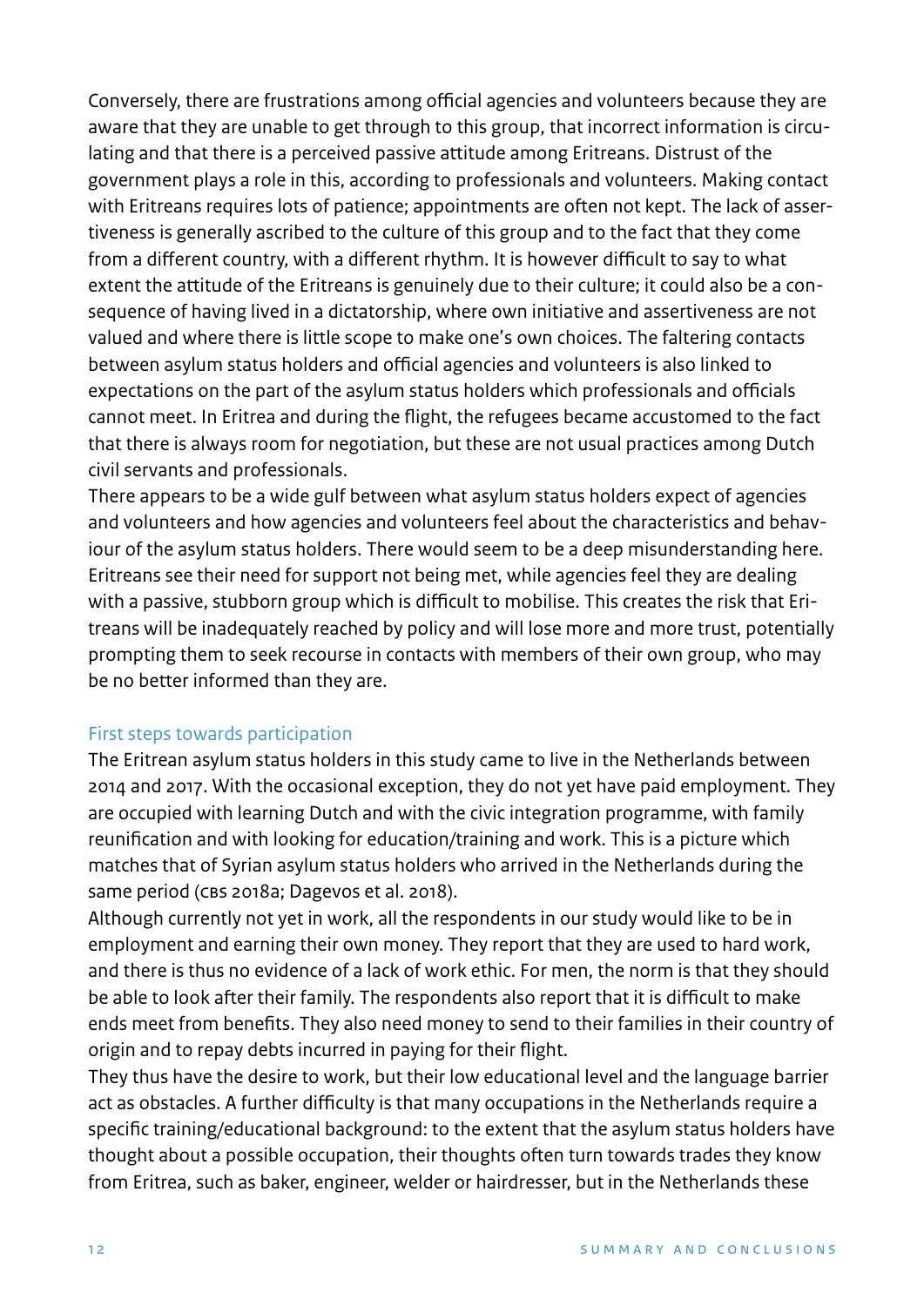Conversely, there are frustrations among official agencies and volunteers because they are aware that they are unable to get through to this group, that incorrect information is circulating and that there is a perceived passive attitude among Eritreans. Distrust of the government plays a role in this, according to professionals and volunteers. Making contact with Eritreans requires lots of patience; appointments are often not kept. The lack of assertiveness is generally ascribed to the culture of this group and to the fact that they come from a different country, with a different rhythm. It is however difficult to say to what extent the attitude of the Eritreans is genuinely due to their culture; it could also be a consequence of having lived in a dictatorship, where own initiative and assertiveness are not valued and where there is little scope to make one's own choices. The faltering contacts between asylum status holders and official agencies and volunteers is also linked to expectations on the part of the asylum status holders which professionals and officials cannot meet. In Eritrea and during the flight, the refugees became accustomed to the fact that there is always room for negotiation, but these are not usual practices among Dutch civil servants and professionals.

There appears to be a wide gulf between what asylum status holders expect of agencies and volunteers and how agencies and volunteers feel about the characteristics and behaviour of the asylum status holders. There would seem to be a deep misunderstanding here. Eritreans see their need for support not being met, while agencies feel they are dealing with a passive, stubborn group which is difficult to mobilise. This creates the risk that Eritreans will be inadequately reached by policy and will lose more and more trust, potentially prompting them to seek recourse in contacts with members of their own group, who may be no better informed than they are.

### First steps towards participation

The Eritrean asylum status holders in this study came to live in the Netherlands between 2014 and 2017. With the occasional exception, they do not yet have paid employment. They are occupied with learning Dutch and with the civic integration programme, with family reunification and with looking for education/training and work. This is a picture which matches that of Syrian asylum status holders who arrived in the Netherlands during the same period (CBS 2018a; Dagevos et al. 2018).

Although currently not yet in work, all the respondents in our study would like to be in employment and earning their own money. They report that they are used to hard work, and there is thus no evidence of a lack of work ethic. For men, the norm is that they should be able to look after their family. The respondents also report that it is difficult to make ends meet from benefits. They also need money to send to their families in their country of origin and to repay debts incurred in paying for their flight.

They thus have the desire to work, but their low educational level and the language barrier act as obstacles. A further difficulty is that many occupations in the Netherlands require a specific training/educational background: to the extent that the asylum status holders have thought about a possible occupation, their thoughts often turn towards trades they know from Eritrea, such as baker, engineer, welder or hairdresser, but in the Netherlands these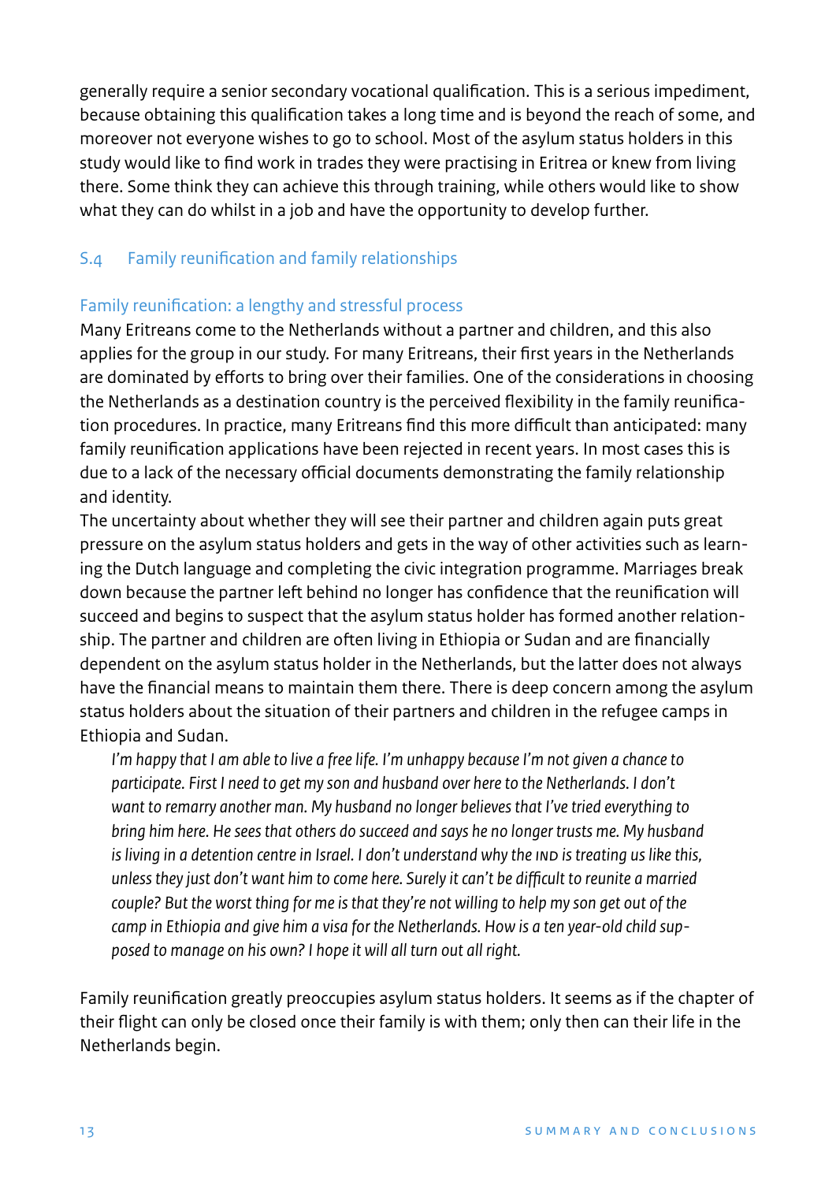generally require a senior secondary vocational qualification. This is a serious impediment, because obtaining this qualification takes a long time and is beyond the reach of some, and moreover not everyone wishes to go to school. Most of the asylum status holders in this study would like to find work in trades they were practising in Eritrea or knew from living there. Some think they can achieve this through training, while others would like to show what they can do whilst in a job and have the opportunity to develop further.

## S.4 Family reunification and family relationships

### Family reunification: a lengthy and stressful process

Many Eritreans come to the Netherlands without a partner and children, and this also applies for the group in our study. For many Eritreans, their first years in the Netherlands are dominated by efforts to bring over their families. One of the considerations in choosing the Netherlands as a destination country is the perceived flexibility in the family reunification procedures. In practice, many Eritreans find this more difficult than anticipated: many family reunification applications have been rejected in recent years. In most cases this is due to a lack of the necessary official documents demonstrating the family relationship and identity.

The uncertainty about whether they will see their partner and children again puts great pressure on the asylum status holders and gets in the way of other activities such as learning the Dutch language and completing the civic integration programme. Marriages break down because the partner left behind no longer has confidence that the reunification will succeed and begins to suspect that the asylum status holder has formed another relationship. The partner and children are often living in Ethiopia or Sudan and are financially dependent on the asylum status holder in the Netherlands, but the latter does not always have the financial means to maintain them there. There is deep concern among the asylum status holders about the situation of their partners and children in the refugee camps in Ethiopia and Sudan.

> *I'm happy that I am able to live a free life. I'm unhappy because I'm not given a chance to participate. First I need to get my son and husband over here to the Netherlands. I don't want to remarry another man. My husband no longer believes that I've tried everything to bring him here. He sees that others do succeed and says he no longer trusts me. My husband is living in a detention centre in Israel. I don't understand why the IND is treating us like this, unless they just don't want him to come here. Surely it can't be difficult to reunite a married couple? But the worst thing for me is that they're not willing to help my son get out of the camp in Ethiopia and give him a visa for the Netherlands. How is a ten year-old child supposed to manage on his own? I hope it will all turn out all right.*

Family reunification greatly preoccupies asylum status holders. It seems as if the chapter of their flight can only be closed once their family is with them; only then can their life in the Netherlands begin.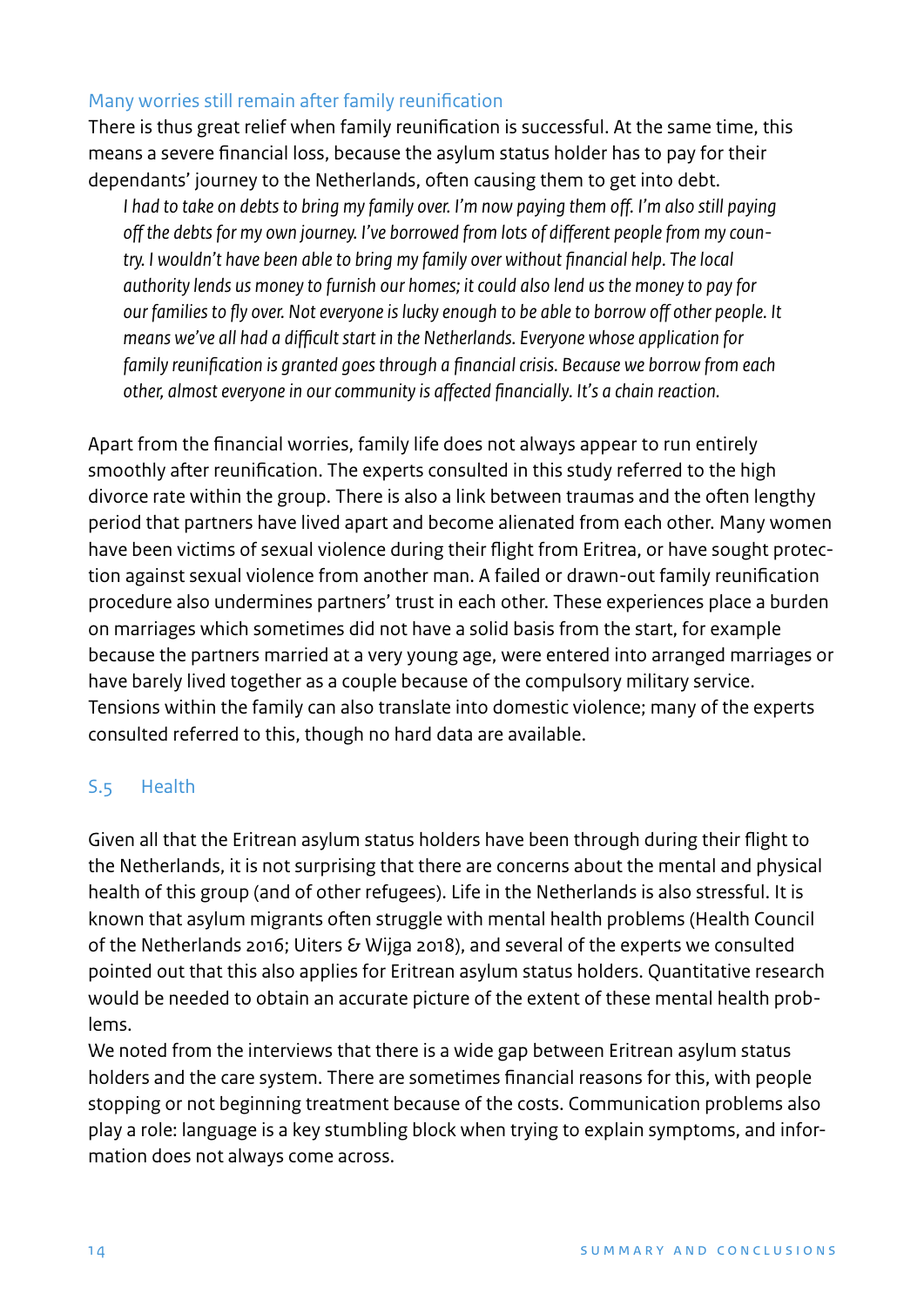### Many worries still remain after family reunification

There is thus great relief when family reunification is successful. At the same time, this means a severe financial loss, because the asylum status holder has to pay for their dependants' journey to the Netherlands, often causing them to get into debt.

> *I had to take on debts to bring my family over. I'm now paying them off. I'm also still paying off the debts for my own journey. I've borrowed from lots of different people from my country. I wouldn't have been able to bring my family over without financial help. The local authority lends us money to furnish our homes; it could also lend us the money to pay for our families to fly over. Not everyone is lucky enough to be able to borrow off other people. It means we've all had a difficult start in the Netherlands. Everyone whose application for family reunification is granted goes through a financial crisis. Because we borrow from each other, almost everyone in our community is affected financially. It's a chain reaction.*

Apart from the financial worries, family life does not always appear to run entirely smoothly after reunification. The experts consulted in this study referred to the high divorce rate within the group. There is also a link between traumas and the often lengthy period that partners have lived apart and become alienated from each other. Many women have been victims of sexual violence during their flight from Eritrea, or have sought protection against sexual violence from another man. A failed or drawn-out family reunification procedure also undermines partners' trust in each other. These experiences place a burden on marriages which sometimes did not have a solid basis from the start, for example because the partners married at a very young age, were entered into arranged marriages or have barely lived together as a couple because of the compulsory military service. Tensions within the family can also translate into domestic violence; many of the experts consulted referred to this, though no hard data are available.

## S.5 Health

Given all that the Eritrean asylum status holders have been through during their flight to the Netherlands, it is not surprising that there are concerns about the mental and physical health of this group (and of other refugees). Life in the Netherlands is also stressful. It is known that asylum migrants often struggle with mental health problems (Health Council of the Netherlands 2016; Uiters & Wijga 2018), and several of the experts we consulted pointed out that this also applies for Eritrean asylum status holders. Quantitative research would be needed to obtain an accurate picture of the extent of these mental health problems.

We noted from the interviews that there is a wide gap between Eritrean asylum status holders and the care system. There are sometimes financial reasons for this, with people stopping or not beginning treatment because of the costs. Communication problems also play a role: language is a key stumbling block when trying to explain symptoms, and information does not always come across.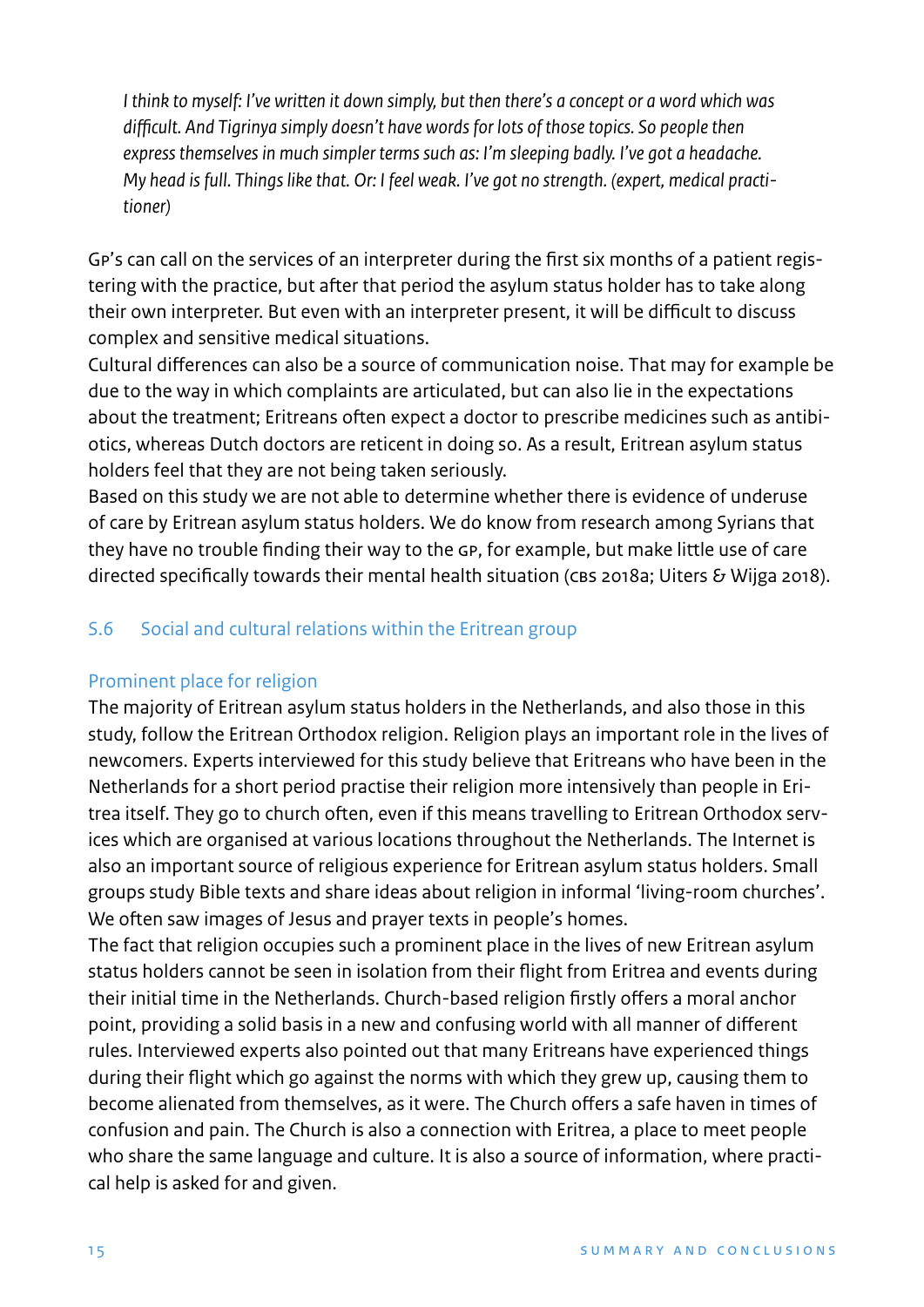*I think to myself: I've written it down simply, but then there's a concept or a word which was difficult. And Tigrinya simply doesn't have words for lots of those topics. So people then express themselves in much simpler terms such as: I'm sleeping badly. I've got a headache. My head is full. Things like that. Or: I feel weak. I've got no strength. (expert, medical practitioner)*

GP's can call on the services of an interpreter during the first six months of a patient registering with the practice, but after that period the asylum status holder has to take along their own interpreter. But even with an interpreter present, it will be difficult to discuss complex and sensitive medical situations.

Cultural differences can also be a source of communication noise. That may for example be due to the way in which complaints are articulated, but can also lie in the expectations about the treatment; Eritreans often expect a doctor to prescribe medicines such as antibiotics, whereas Dutch doctors are reticent in doing so. As a result, Eritrean asylum status holders feel that they are not being taken seriously.

Based on this study we are not able to determine whether there is evidence of underuse of care by Eritrean asylum status holders. We do know from research among Syrians that they have no trouble finding their way to the GP, for example, but make little use of care directed specifically towards their mental health situation (CBS 2018a; Uiters & Wijga 2018).

## S.6 Social and cultural relations within the Eritrean group

### Prominent place for religion

The majority of Eritrean asylum status holders in the Netherlands, and also those in this study, follow the Eritrean Orthodox religion. Religion plays an important role in the lives of newcomers. Experts interviewed for this study believe that Eritreans who have been in the Netherlands for a short period practise their religion more intensively than people in Eritrea itself. They go to church often, even if this means travelling to Eritrean Orthodox services which are organised at various locations throughout the Netherlands. The Internet is also an important source of religious experience for Eritrean asylum status holders. Small groups study Bible texts and share ideas about religion in informal 'living-room churches'. We often saw images of Jesus and prayer texts in people's homes.

The fact that religion occupies such a prominent place in the lives of new Eritrean asylum status holders cannot be seen in isolation from their flight from Eritrea and events during their initial time in the Netherlands. Church-based religion firstly offers a moral anchor point, providing a solid basis in a new and confusing world with all manner of different rules. Interviewed experts also pointed out that many Eritreans have experienced things during their flight which go against the norms with which they grew up, causing them to become alienated from themselves, as it were. The Church offers a safe haven in times of confusion and pain. The Church is also a connection with Eritrea, a place to meet people who share the same language and culture. It is also a source of information, where practical help is asked for and given.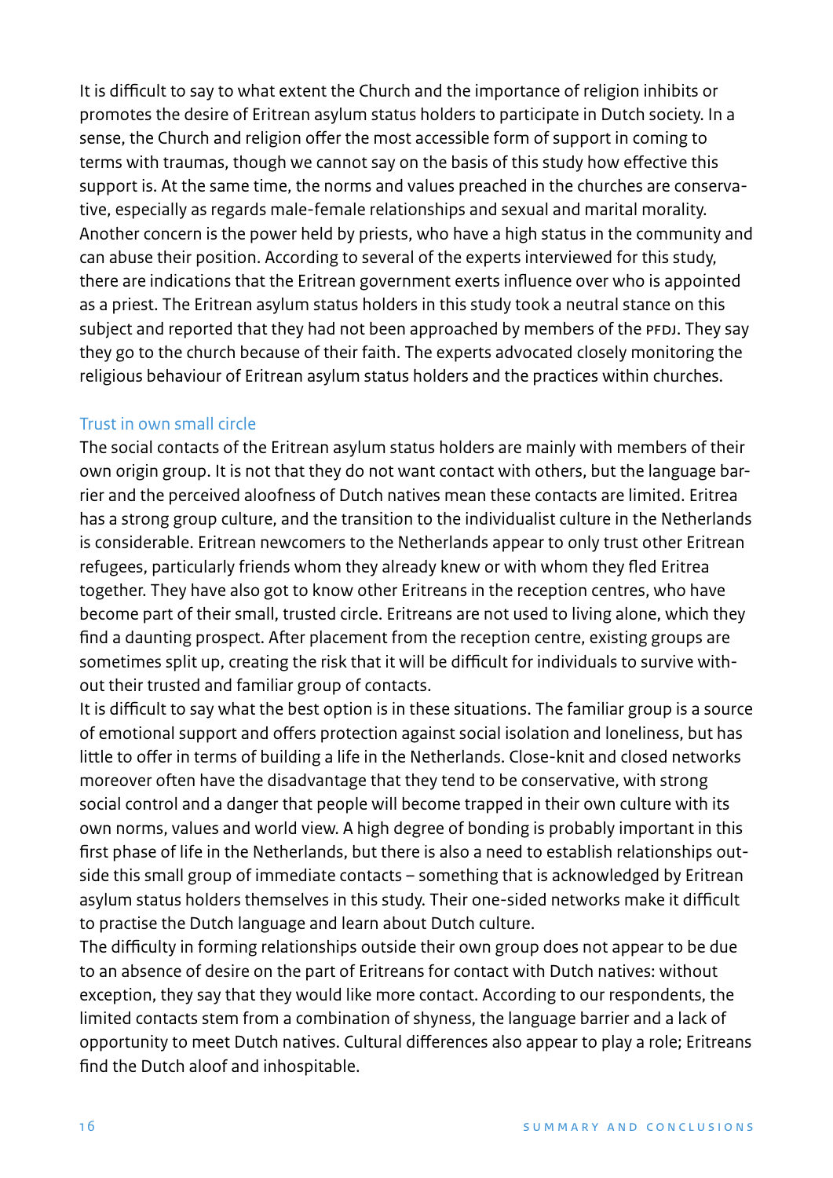It is difficult to say to what extent the Church and the importance of religion inhibits or promotes the desire of Eritrean asylum status holders to participate in Dutch society. In a sense, the Church and religion offer the most accessible form of support in coming to terms with traumas, though we cannot say on the basis of this study how effective this support is. At the same time, the norms and values preached in the churches are conservative, especially as regards male-female relationships and sexual and marital morality. Another concern is the power held by priests, who have a high status in the community and can abuse their position. According to several of the experts interviewed for this study, there are indications that the Eritrean government exerts influence over who is appointed as a priest. The Eritrean asylum status holders in this study took a neutral stance on this subject and reported that they had not been approached by members of the PFDJ. They say they go to the church because of their faith. The experts advocated closely monitoring the religious behaviour of Eritrean asylum status holders and the practices within churches.

### Trust in own small circle

The social contacts of the Eritrean asylum status holders are mainly with members of their own origin group. It is not that they do not want contact with others, but the language barrier and the perceived aloofness of Dutch natives mean these contacts are limited. Eritrea has a strong group culture, and the transition to the individualist culture in the Netherlands is considerable. Eritrean newcomers to the Netherlands appear to only trust other Eritrean refugees, particularly friends whom they already knew or with whom they fled Eritrea together. They have also got to know other Eritreans in the reception centres, who have become part of their small, trusted circle. Eritreans are not used to living alone, which they find a daunting prospect. After placement from the reception centre, existing groups are sometimes split up, creating the risk that it will be difficult for individuals to survive without their trusted and familiar group of contacts.

It is difficult to say what the best option is in these situations. The familiar group is a source of emotional support and offers protection against social isolation and loneliness, but has little to offer in terms of building a life in the Netherlands. Close-knit and closed networks moreover often have the disadvantage that they tend to be conservative, with strong social control and a danger that people will become trapped in their own culture with its own norms, values and world view. A high degree of bonding is probably important in this first phase of life in the Netherlands, but there is also a need to establish relationships outside this small group of immediate contacts – something that is acknowledged by Eritrean asylum status holders themselves in this study. Their one-sided networks make it difficult to practise the Dutch language and learn about Dutch culture.

The difficulty in forming relationships outside their own group does not appear to be due to an absence of desire on the part of Eritreans for contact with Dutch natives: without exception, they say that they would like more contact. According to our respondents, the limited contacts stem from a combination of shyness, the language barrier and a lack of opportunity to meet Dutch natives. Cultural differences also appear to play a role; Eritreans find the Dutch aloof and inhospitable.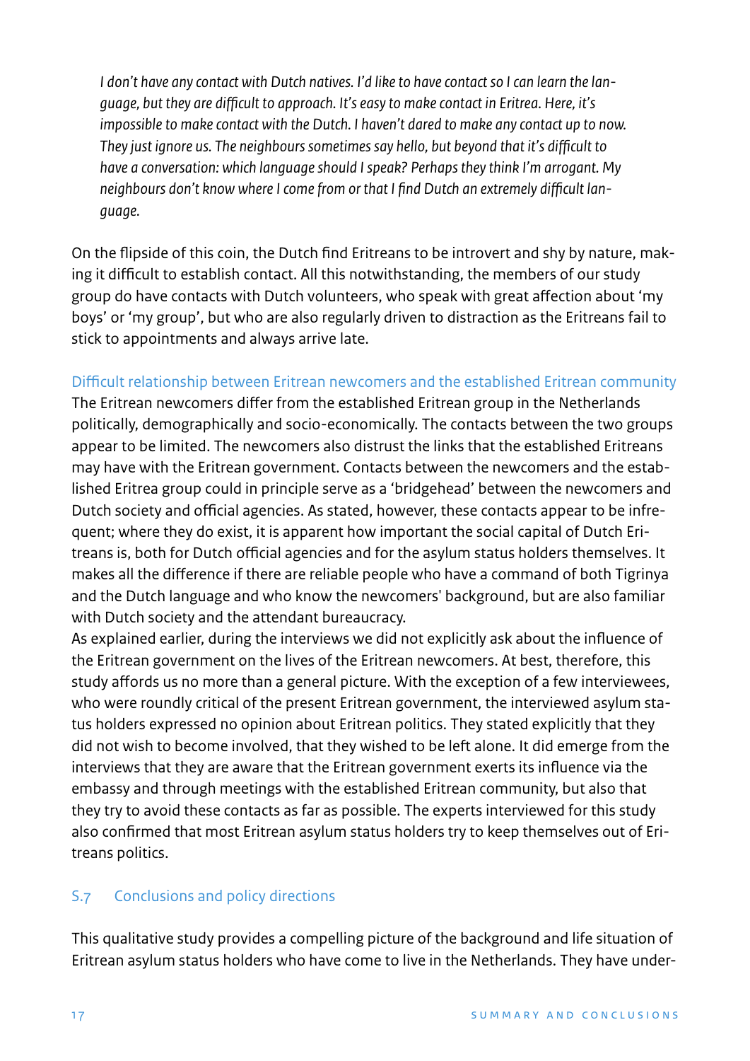*I don't have any contact with Dutch natives. I'd like to have contact so I can learn the language, but they are difficult to approach. It's easy to make contact in Eritrea. Here, it's impossible to make contact with the Dutch. I haven't dared to make any contact up to now. They just ignore us. The neighbours sometimes say hello, but beyond that it's difficult to have a conversation: which language should I speak? Perhaps they think I'm arrogant. My neighbours don't know where I come from or that I find Dutch an extremely difficult language.*

On the flipside of this coin, the Dutch find Eritreans to be introvert and shy by nature, making it difficult to establish contact. All this notwithstanding, the members of our study group do have contacts with Dutch volunteers, who speak with great affection about 'my boys' or 'my group', but who are also regularly driven to distraction as the Eritreans fail to stick to appointments and always arrive late.

### Difficult relationship between Eritrean newcomers and the established Eritrean community

The Eritrean newcomers differ from the established Eritrean group in the Netherlands politically, demographically and socio-economically. The contacts between the two groups appear to be limited. The newcomers also distrust the links that the established Eritreans may have with the Eritrean government. Contacts between the newcomers and the established Eritrea group could in principle serve as a 'bridgehead' between the newcomers and Dutch society and official agencies. As stated, however, these contacts appear to be infrequent; where they do exist, it is apparent how important the social capital of Dutch Eritreans is, both for Dutch official agencies and for the asylum status holders themselves. It makes all the difference if there are reliable people who have a command of both Tigrinya and the Dutch language and who know the newcomers' background, but are also familiar with Dutch society and the attendant bureaucracy.

As explained earlier, during the interviews we did not explicitly ask about the influence of the Eritrean government on the lives of the Eritrean newcomers. At best, therefore, this study affords us no more than a general picture. With the exception of a few interviewees, who were roundly critical of the present Eritrean government, the interviewed asylum status holders expressed no opinion about Eritrean politics. They stated explicitly that they did not wish to become involved, that they wished to be left alone. It did emerge from the interviews that they are aware that the Eritrean government exerts its influence via the embassy and through meetings with the established Eritrean community, but also that they try to avoid these contacts as far as possible. The experts interviewed for this study also confirmed that most Eritrean asylum status holders try to keep themselves out of Eritreans politics.

## S.7 Conclusions and policy directions

This qualitative study provides a compelling picture of the background and life situation of Eritrean asylum status holders who have come to live in the Netherlands. They have under-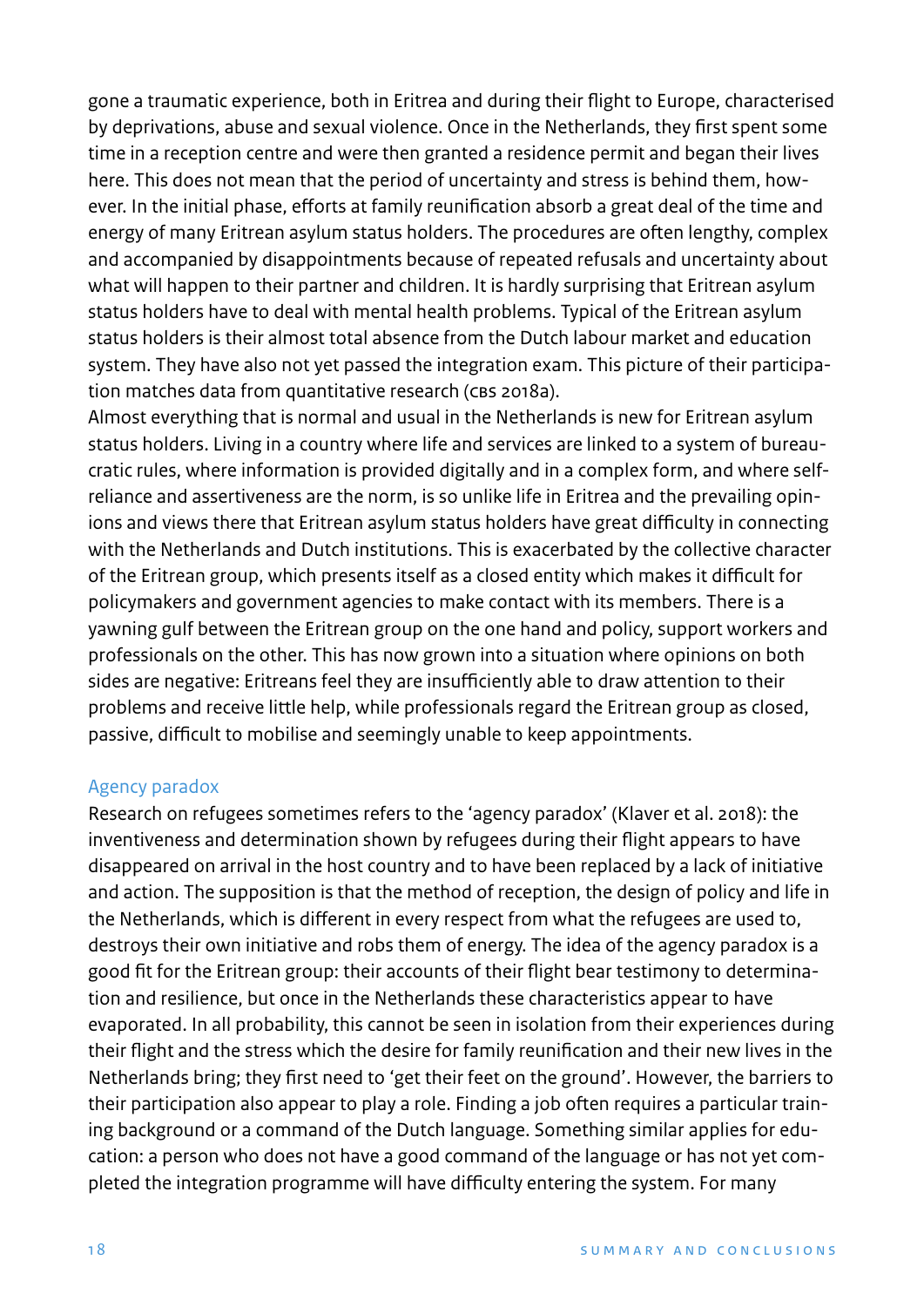gone a traumatic experience, both in Eritrea and during their flight to Europe, characterised by deprivations, abuse and sexual violence. Once in the Netherlands, they first spent some time in a reception centre and were then granted a residence permit and began their lives here. This does not mean that the period of uncertainty and stress is behind them, however. In the initial phase, efforts at family reunification absorb a great deal of the time and energy of many Eritrean asylum status holders. The procedures are often lengthy, complex and accompanied by disappointments because of repeated refusals and uncertainty about what will happen to their partner and children. It is hardly surprising that Eritrean asylum status holders have to deal with mental health problems. Typical of the Eritrean asylum status holders is their almost total absence from the Dutch labour market and education system. They have also not yet passed the integration exam. This picture of their participation matches data from quantitative research (CBS 2018a).

Almost everything that is normal and usual in the Netherlands is new for Eritrean asylum status holders. Living in a country where life and services are linked to a system of bureaucratic rules, where information is provided digitally and in a complex form, and where self-reliance and assertiveness are the norm, is so unlike life in Eritrea and the prevailing opinions and views there that Eritrean asylum status holders have great difficulty in connecting with the Netherlands and Dutch institutions. This is exacerbated by the collective character of the Eritrean group, which presents itself as a closed entity which makes it difficult for policymakers and government agencies to make contact with its members. There is a yawning gulf between the Eritrean group on the one hand and policy, support workers and professionals on the other. This has now grown into a situation where opinions on both sides are negative: Eritreans feel they are insufficiently able to draw attention to their problems and receive little help, while professionals regard the Eritrean group as closed, passive, difficult to mobilise and seemingly unable to keep appointments.

### Agency paradox

Research on refugees sometimes refers to the 'agency paradox' (Klaver et al. 2018): the inventiveness and determination shown by refugees during their flight appears to have disappeared on arrival in the host country and to have been replaced by a lack of initiative and action. The supposition is that the method of reception, the design of policy and life in the Netherlands, which is different in every respect from what the refugees are used to, destroys their own initiative and robs them of energy. The idea of the agency paradox is a good fit for the Eritrean group: their accounts of their flight bear testimony to determination and resilience, but once in the Netherlands these characteristics appear to have evaporated. In all probability, this cannot be seen in isolation from their experiences during their flight and the stress which the desire for family reunification and their new lives in the Netherlands bring; they first need to 'get their feet on the ground'. However, the barriers to their participation also appear to play a role. Finding a job often requires a particular training background or a command of the Dutch language. Something similar applies for education: a person who does not have a good command of the language or has not yet completed the integration programme will have difficulty entering the system. For many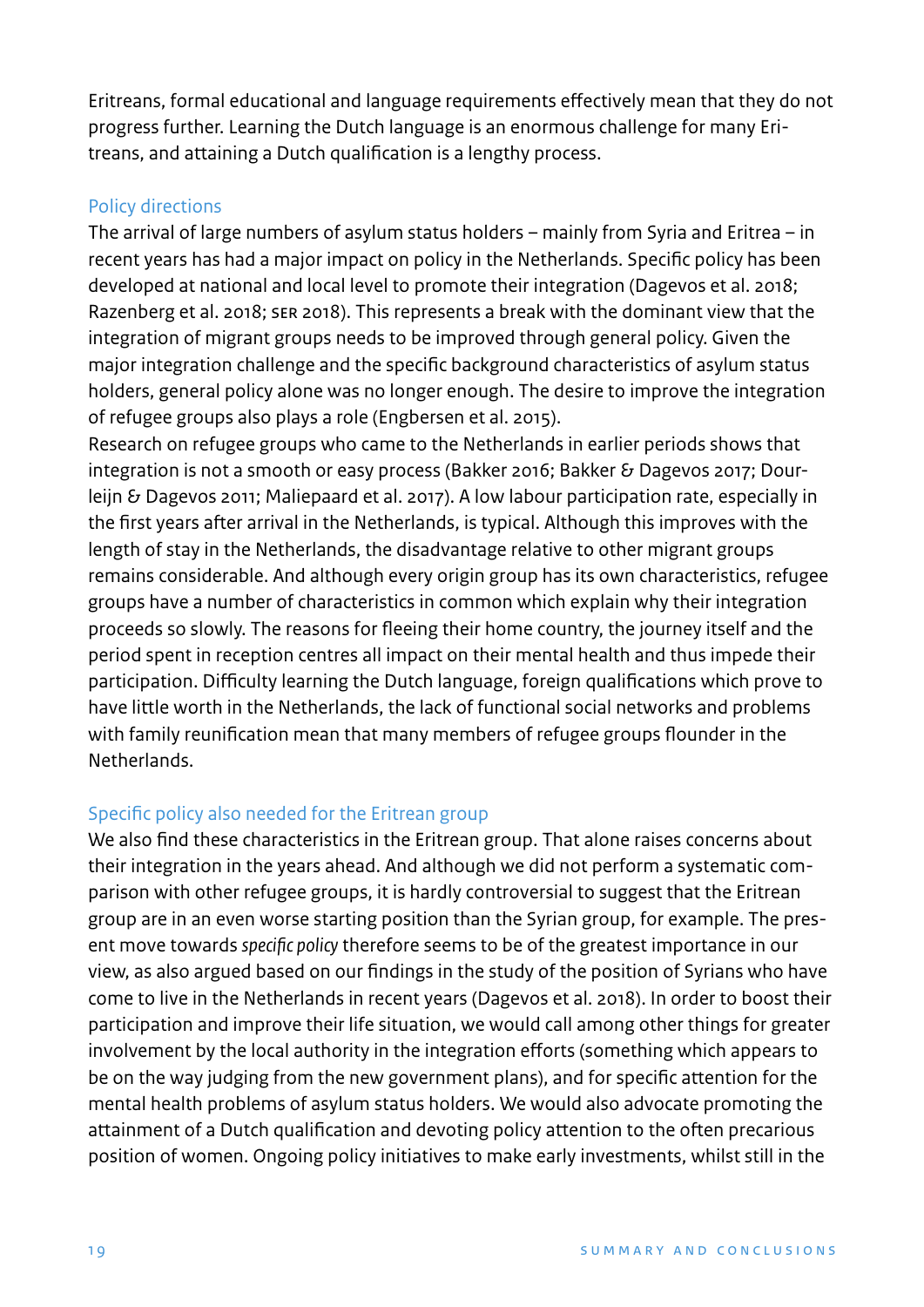Eritreans, formal educational and language requirements effectively mean that they do not progress further. Learning the Dutch language is an enormous challenge for many Eritreans, and attaining a Dutch qualification is a lengthy process.

### Policy directions

The arrival of large numbers of asylum status holders – mainly from Syria and Eritrea – in recent years has had a major impact on policy in the Netherlands. Specific policy has been developed at national and local level to promote their integration (Dagevos et al. 2018; Razenberg et al. 2018; SER 2018). This represents a break with the dominant view that the integration of migrant groups needs to be improved through general policy. Given the major integration challenge and the specific background characteristics of asylum status holders, general policy alone was no longer enough. The desire to improve the integration of refugee groups also plays a role (Engbersen et al. 2015).

Research on refugee groups who came to the Netherlands in earlier periods shows that integration is not a smooth or easy process (Bakker 2016; Bakker & Dagevos 2017; Dourleijn & Dagevos 2011; Maliepaard et al. 2017). A low labour participation rate, especially in the first years after arrival in the Netherlands, is typical. Although this improves with the length of stay in the Netherlands, the disadvantage relative to other migrant groups remains considerable. And although every origin group has its own characteristics, refugee groups have a number of characteristics in common which explain why their integration proceeds so slowly. The reasons for fleeing their home country, the journey itself and the period spent in reception centres all impact on their mental health and thus impede their participation. Difficulty learning the Dutch language, foreign qualifications which prove to have little worth in the Netherlands, the lack of functional social networks and problems with family reunification mean that many members of refugee groups flounder in the Netherlands.

### Specific policy also needed for the Eritrean group

We also find these characteristics in the Eritrean group. That alone raises concerns about their integration in the years ahead. And although we did not perform a systematic comparison with other refugee groups, it is hardly controversial to suggest that the Eritrean group are in an even worse starting position than the Syrian group, for example. The present move towards *specific policy* therefore seems to be of the greatest importance in our view, as also argued based on our findings in the study of the position of Syrians who have come to live in the Netherlands in recent years (Dagevos et al. 2018). In order to boost their participation and improve their life situation, we would call among other things for greater involvement by the local authority in the integration efforts (something which appears to be on the way judging from the new government plans), and for specific attention for the mental health problems of asylum status holders. We would also advocate promoting the attainment of a Dutch qualification and devoting policy attention to the often precarious position of women. Ongoing policy initiatives to make early investments, whilst still in the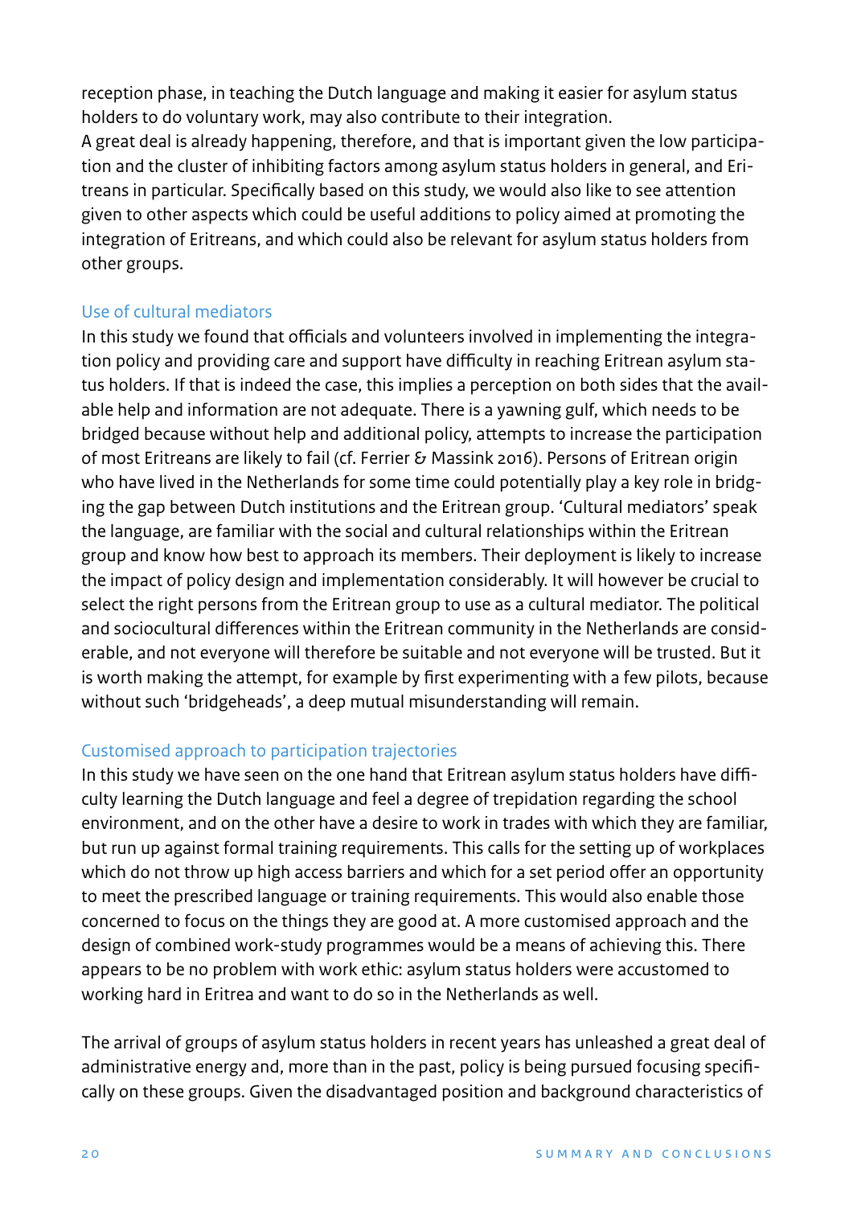reception phase, in teaching the Dutch language and making it easier for asylum status holders to do voluntary work, may also contribute to their integration.
A great deal is already happening, therefore, and that is important given the low participation and the cluster of inhibiting factors among asylum status holders in general, and Eritreans in particular. Specifically based on this study, we would also like to see attention given to other aspects which could be useful additions to policy aimed at promoting the integration of Eritreans, and which could also be relevant for asylum status holders from other groups.

### Use of cultural mediators

In this study we found that officials and volunteers involved in implementing the integration policy and providing care and support have difficulty in reaching Eritrean asylum status holders. If that is indeed the case, this implies a perception on both sides that the available help and information are not adequate. There is a yawning gulf, which needs to be bridged because without help and additional policy, attempts to increase the participation of most Eritreans are likely to fail (cf. Ferrier & Massink 2016). Persons of Eritrean origin who have lived in the Netherlands for some time could potentially play a key role in bridging the gap between Dutch institutions and the Eritrean group. 'Cultural mediators' speak the language, are familiar with the social and cultural relationships within the Eritrean group and know how best to approach its members. Their deployment is likely to increase the impact of policy design and implementation considerably. It will however be crucial to select the right persons from the Eritrean group to use as a cultural mediator. The political and sociocultural differences within the Eritrean community in the Netherlands are considerable, and not everyone will therefore be suitable and not everyone will be trusted. But it is worth making the attempt, for example by first experimenting with a few pilots, because without such 'bridgeheads', a deep mutual misunderstanding will remain.

### Customised approach to participation trajectories

In this study we have seen on the one hand that Eritrean asylum status holders have difficulty learning the Dutch language and feel a degree of trepidation regarding the school environment, and on the other have a desire to work in trades with which they are familiar, but run up against formal training requirements. This calls for the setting up of workplaces which do not throw up high access barriers and which for a set period offer an opportunity to meet the prescribed language or training requirements. This would also enable those concerned to focus on the things they are good at. A more customised approach and the design of combined work-study programmes would be a means of achieving this. There appears to be no problem with work ethic: asylum status holders were accustomed to working hard in Eritrea and want to do so in the Netherlands as well.

The arrival of groups of asylum status holders in recent years has unleashed a great deal of administrative energy and, more than in the past, policy is being pursued focusing specifically on these groups. Given the disadvantaged position and background characteristics of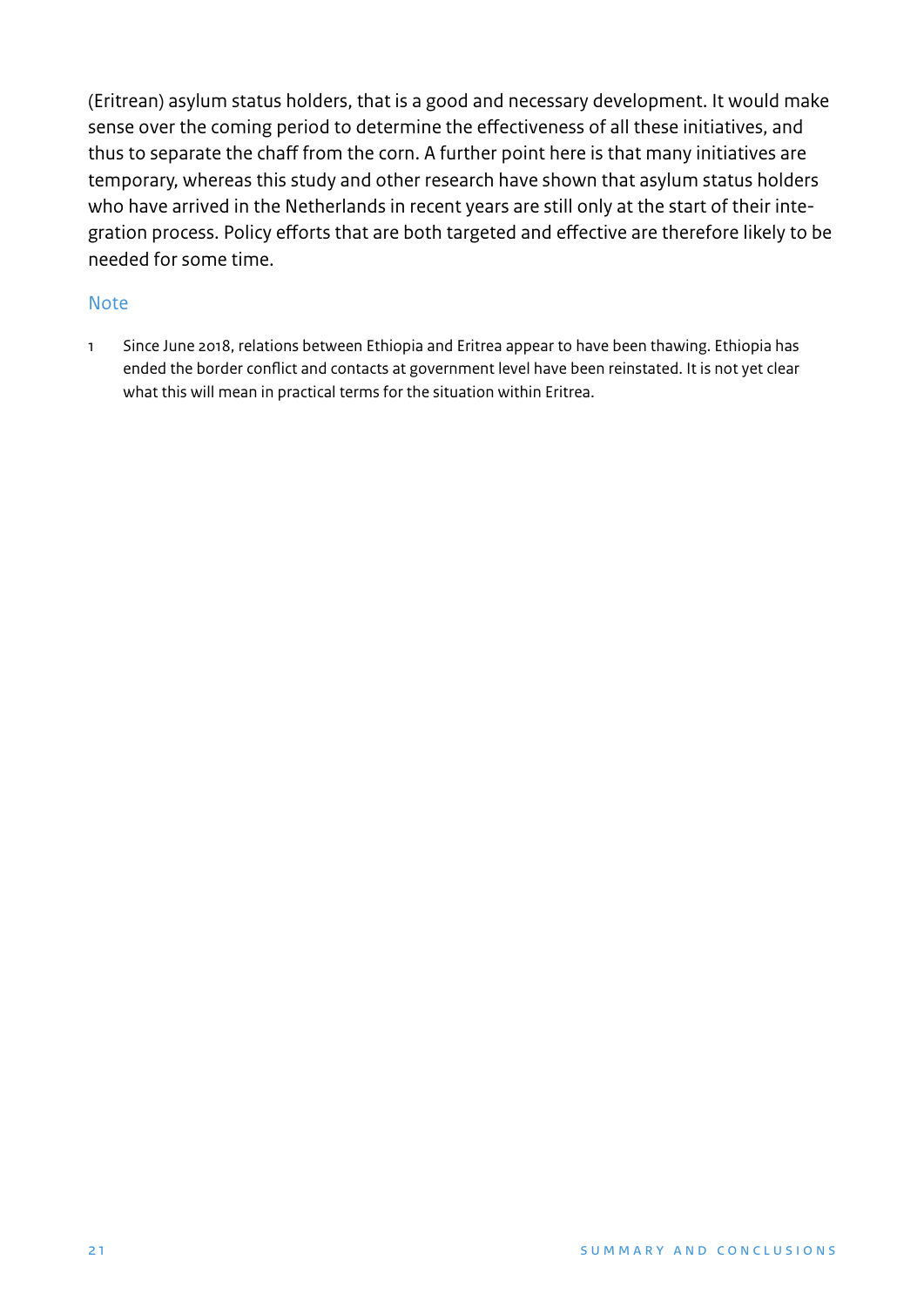(Eritrean) asylum status holders, that is a good and necessary development. It would make sense over the coming period to determine the effectiveness of all these initiatives, and thus to separate the chaff from the corn. A further point here is that many initiatives are temporary, whereas this study and other research have shown that asylum status holders who have arrived in the Netherlands in recent years are still only at the start of their integration process. Policy efforts that are both targeted and effective are therefore likely to be needed for some time.

## Note

1 Since June 2018, relations between Ethiopia and Eritrea appear to have been thawing. Ethiopia has ended the border conflict and contacts at government level have been reinstated. It is not yet clear what this will mean in practical terms for the situation within Eritrea.